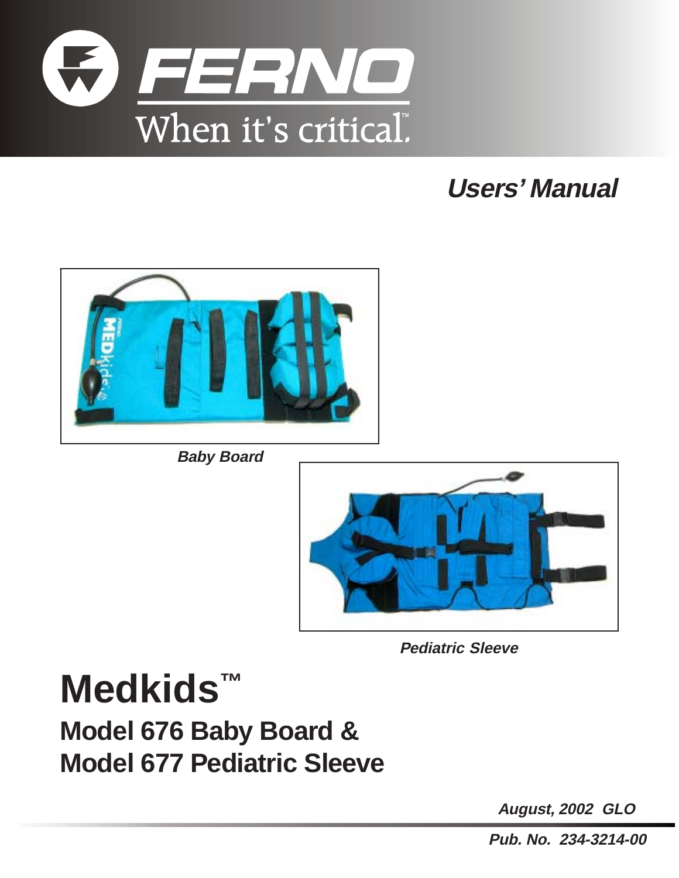FERNO

When it's critical.™

*Users' Manual*

*Baby Board*

*Pediatric Sleeve*

# Medkids™

## Model 676 Baby Board & Model 677 Pediatric Sleeve

*August, 2002 GLO*

*Pub. No. 234-3214-00*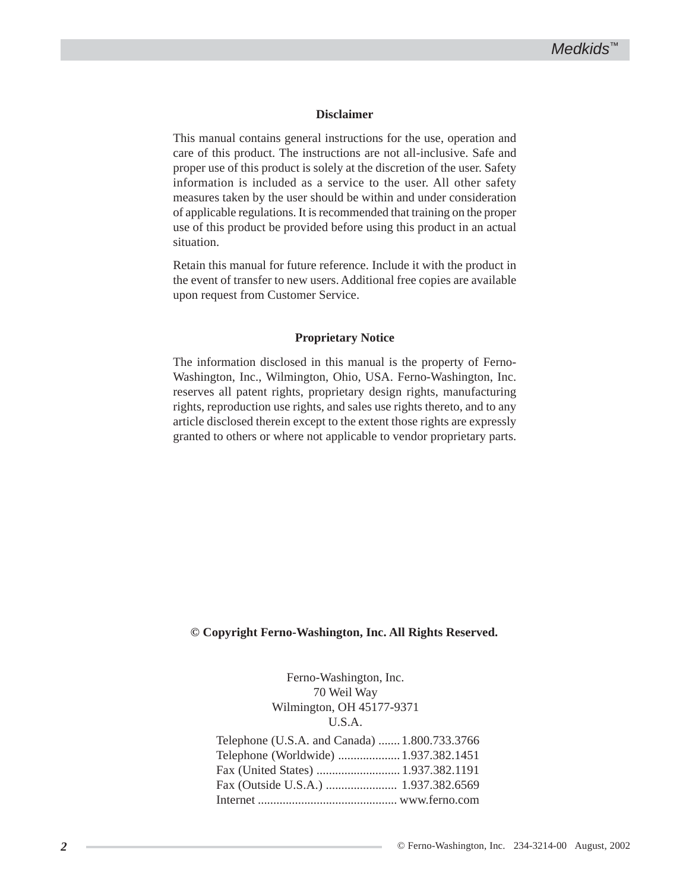## Disclaimer

This manual contains general instructions for the use, operation and care of this product. The instructions are not all-inclusive. Safe and proper use of this product is solely at the discretion of the user. Safety information is included as a service to the user. All other safety measures taken by the user should be within and under consideration of applicable regulations. It is recommended that training on the proper use of this product be provided before using this product in an actual situation.

Retain this manual for future reference. Include it with the product in the event of transfer to new users. Additional free copies are available upon request from Customer Service.

## Proprietary Notice

The information disclosed in this manual is the property of Ferno-Washington, Inc., Wilmington, Ohio, USA. Ferno-Washington, Inc. reserves all patent rights, proprietary design rights, manufacturing rights, reproduction use rights, and sales use rights thereto, and to any article disclosed therein except to the extent those rights are expressly granted to others or where not applicable to vendor proprietary parts.

**© Copyright Ferno-Washington, Inc. All Rights Reserved.**

Ferno-Washington, Inc.
70 Weil Way
Wilmington, OH 45177-9371
U.S.A.

Telephone (U.S.A. and Canada) ....... 1.800.733.3766
Telephone (Worldwide) .................... 1.937.382.1451
Fax (United States) ........................... 1.937.382.1191
Fax (Outside U.S.A.) ....................... 1.937.382.6569
Internet ............................................ www.ferno.com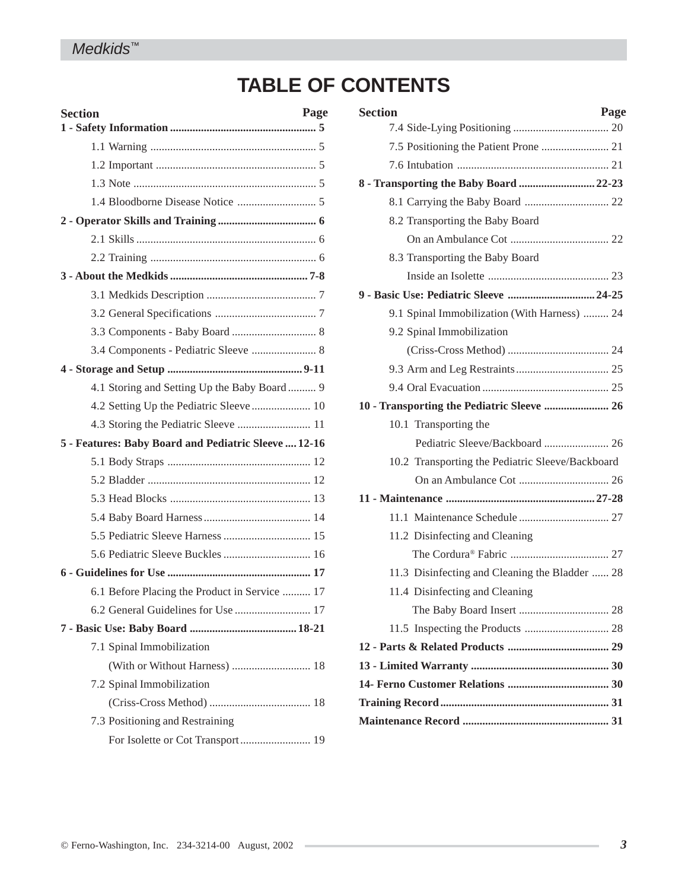# TABLE OF CONTENTS

| Section | Page |
|---|---|
| **1 - Safety Information** | **5** |
| 1.1 Warning | 5 |
| 1.2 Important | 5 |
| 1.3 Note | 5 |
| 1.4 Bloodborne Disease Notice | 5 |
| **2 - Operator Skills and Training** | **6** |
| 2.1 Skills | 6 |
| 2.2 Training | 6 |
| **3 - About the Medkids** | **7-8** |
| 3.1 Medkids Description | 7 |
| 3.2 General Specifications | 7 |
| 3.3 Components - Baby Board | 8 |
| 3.4 Components - Pediatric Sleeve | 8 |
| **4 - Storage and Setup** | **9-11** |
| 4.1 Storing and Setting Up the Baby Board | 9 |
| 4.2 Setting Up the Pediatric Sleeve | 10 |
| 4.3 Storing the Pediatric Sleeve | 11 |
| **5 - Features: Baby Board and Pediatric Sleeve** | **12-16** |
| 5.1 Body Straps | 12 |
| 5.2 Bladder | 12 |
| 5.3 Head Blocks | 13 |
| 5.4 Baby Board Harness | 14 |
| 5.5 Pediatric Sleeve Harness | 15 |
| 5.6 Pediatric Sleeve Buckles | 16 |
| **6 - Guidelines for Use** | **17** |
| 6.1 Before Placing the Product in Service | 17 |
| 6.2 General Guidelines for Use | 17 |
| **7 - Basic Use: Baby Board** | **18-21** |
| 7.1 Spinal Immobilization (With or Without Harness) | 18 |
| 7.2 Spinal Immobilization (Criss-Cross Method) | 18 |
| 7.3 Positioning and Restraining For Isolette or Cot Transport | 19 |
| 7.4 Side-Lying Positioning | 20 |
| 7.5 Positioning the Patient Prone | 21 |
| 7.6 Intubation | 21 |
| **8 - Transporting the Baby Board** | **22-23** |
| 8.1 Carrying the Baby Board | 22 |
| 8.2 Transporting the Baby Board On an Ambulance Cot | 22 |
| 8.3 Transporting the Baby Board Inside an Isolette | 23 |
| **9 - Basic Use: Pediatric Sleeve** | **24-25** |
| 9.1 Spinal Immobilization (With Harness) | 24 |
| 9.2 Spinal Immobilization (Criss-Cross Method) | 24 |
| 9.3 Arm and Leg Restraints | 25 |
| 9.4 Oral Evacuation | 25 |
| **10 - Transporting the Pediatric Sleeve** | **26** |
| 10.1 Transporting the Pediatric Sleeve/Backboard | 26 |
| 10.2 Transporting the Pediatric Sleeve/Backboard On an Ambulance Cot | 26 |
| **11 - Maintenance** | **27-28** |
| 11.1 Maintenance Schedule | 27 |
| 11.2 Disinfecting and Cleaning The Cordura® Fabric | 27 |
| 11.3 Disinfecting and Cleaning the Bladder | 28 |
| 11.4 Disinfecting and Cleaning The Baby Board Insert | 28 |
| 11.5 Inspecting the Products | 28 |
| **12 - Parts & Related Products** | **29** |
| **13 - Limited Warranty** | **30** |
| **14- Ferno Customer Relations** | **30** |
| **Training Record** | **31** |
| **Maintenance Record** | **31** |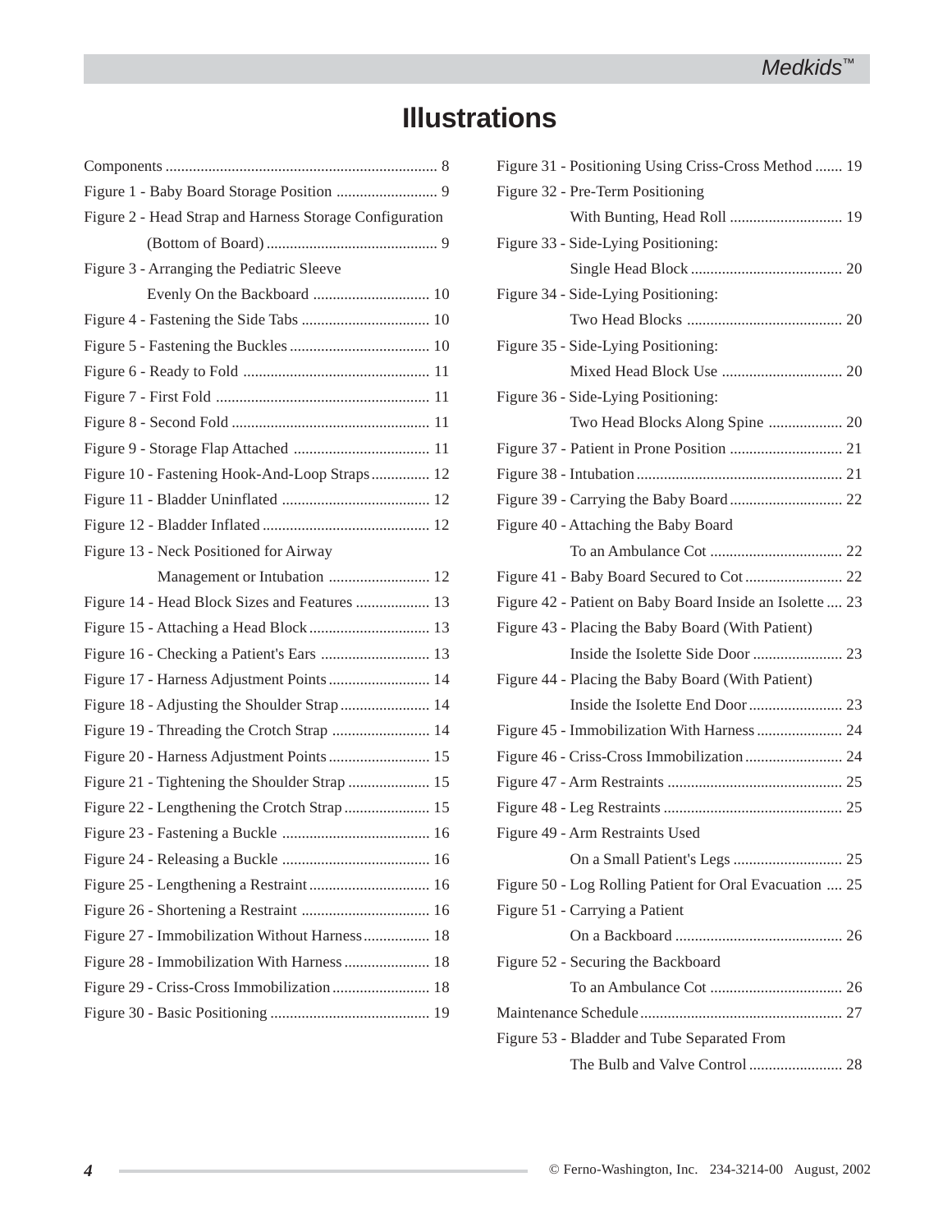# Illustrations

Components ..................................................................... 8
Figure 1 - Baby Board Storage Position .......................... 9
Figure 2 - Head Strap and Harness Storage Configuration (Bottom of Board) ............................................ 9
Figure 3 - Arranging the Pediatric Sleeve Evenly On the Backboard .............................. 10
Figure 4 - Fastening the Side Tabs ................................. 10
Figure 5 - Fastening the Buckles .................................... 10
Figure 6 - Ready to Fold ................................................ 11
Figure 7 - First Fold ....................................................... 11
Figure 8 - Second Fold ................................................... 11
Figure 9 - Storage Flap Attached ................................... 11
Figure 10 - Fastening Hook-And-Loop Straps............... 12
Figure 11 - Bladder Uninflated ...................................... 12
Figure 12 - Bladder Inflated ........................................... 12
Figure 13 - Neck Positioned for Airway Management or Intubation .......................... 12
Figure 14 - Head Block Sizes and Features ................... 13
Figure 15 - Attaching a Head Block ............................... 13
Figure 16 - Checking a Patient's Ears ............................ 13
Figure 17 - Harness Adjustment Points .......................... 14
Figure 18 - Adjusting the Shoulder Strap ....................... 14
Figure 19 - Threading the Crotch Strap ......................... 14
Figure 20 - Harness Adjustment Points .......................... 15
Figure 21 - Tightening the Shoulder Strap ..................... 15
Figure 22 - Lengthening the Crotch Strap ...................... 15
Figure 23 - Fastening a Buckle ...................................... 16
Figure 24 - Releasing a Buckle ...................................... 16
Figure 25 - Lengthening a Restraint ............................... 16
Figure 26 - Shortening a Restraint ................................. 16
Figure 27 - Immobilization Without Harness ................. 18
Figure 28 - Immobilization With Harness ...................... 18
Figure 29 - Criss-Cross Immobilization ......................... 18
Figure 30 - Basic Positioning ......................................... 19
Figure 31 - Positioning Using Criss-Cross Method ....... 19
Figure 32 - Pre-Term Positioning With Bunting, Head Roll ............................. 19
Figure 33 - Side-Lying Positioning: Single Head Block ....................................... 20
Figure 34 - Side-Lying Positioning: Two Head Blocks ........................................ 20
Figure 35 - Side-Lying Positioning: Mixed Head Block Use ............................... 20
Figure 36 - Side-Lying Positioning: Two Head Blocks Along Spine ................... 20
Figure 37 - Patient in Prone Position ............................. 21
Figure 38 - Intubation ..................................................... 21
Figure 39 - Carrying the Baby Board ............................. 22
Figure 40 - Attaching the Baby Board To an Ambulance Cot .................................. 22
Figure 41 - Baby Board Secured to Cot ......................... 22
Figure 42 - Patient on Baby Board Inside an Isolette .... 23
Figure 43 - Placing the Baby Board (With Patient) Inside the Isolette Side Door ....................... 23
Figure 44 - Placing the Baby Board (With Patient) Inside the Isolette End Door ........................ 23
Figure 45 - Immobilization With Harness ...................... 24
Figure 46 - Criss-Cross Immobilization ......................... 24
Figure 47 - Arm Restraints ............................................. 25
Figure 48 - Leg Restraints .............................................. 25
Figure 49 - Arm Restraints Used On a Small Patient's Legs ............................ 25
Figure 50 - Log Rolling Patient for Oral Evacuation .... 25
Figure 51 - Carrying a Patient On a Backboard ........................................... 26
Figure 52 - Securing the Backboard To an Ambulance Cot .................................. 26
Maintenance Schedule .................................................... 27
Figure 53 - Bladder and Tube Separated From The Bulb and Valve Control ........................ 28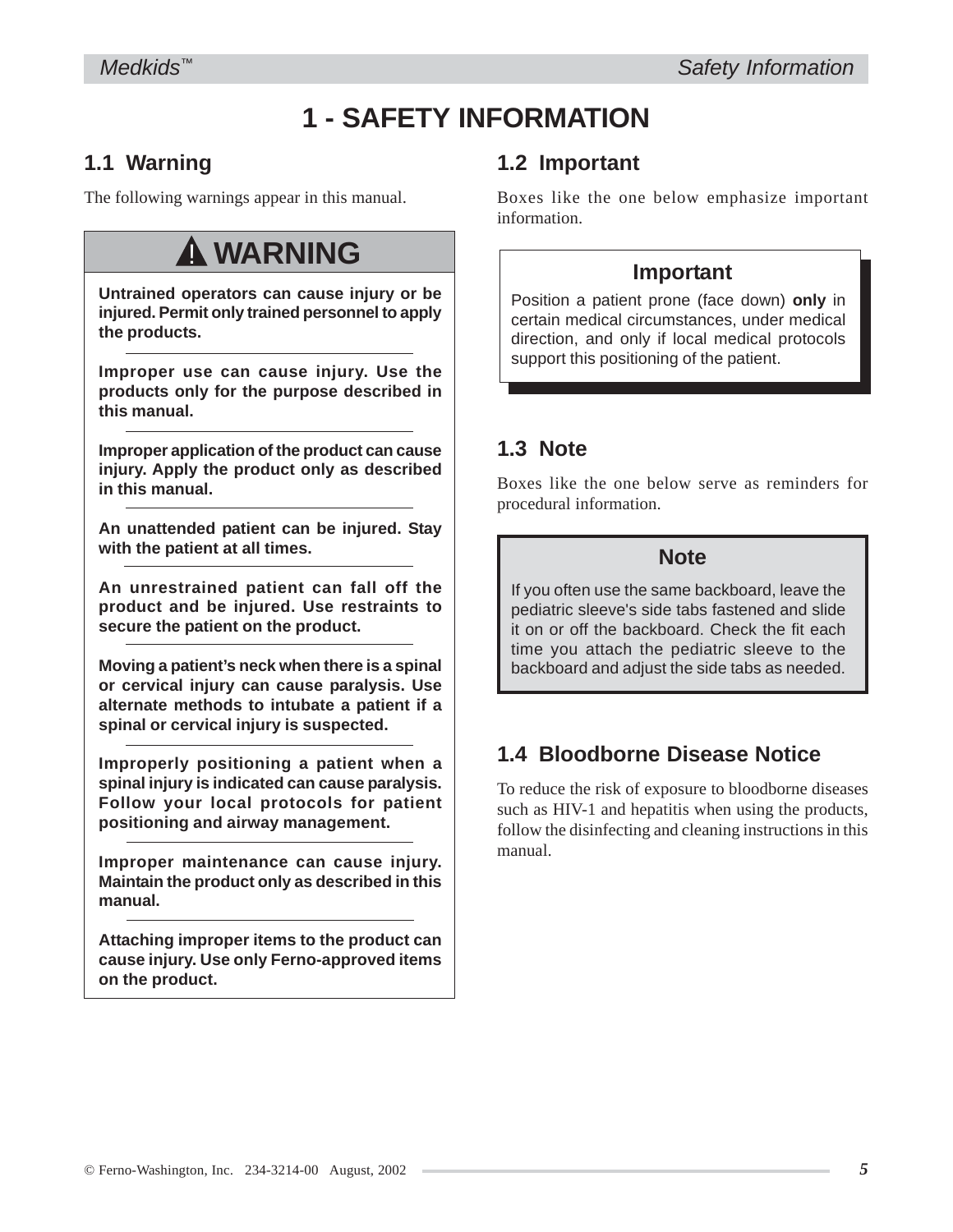# 1 - SAFETY INFORMATION

## 1.1 Warning

The following warnings appear in this manual.

### ⚠ WARNING

**Untrained operators can cause injury or be injured. Permit only trained personnel to apply the products.**

**Improper use can cause injury. Use the products only for the purpose described in this manual.**

**Improper application of the product can cause injury. Apply the product only as described in this manual.**

**An unattended patient can be injured. Stay with the patient at all times.**

**An unrestrained patient can fall off the product and be injured. Use restraints to secure the patient on the product.**

**Moving a patient's neck when there is a spinal or cervical injury can cause paralysis. Use alternate methods to intubate a patient if a spinal or cervical injury is suspected.**

**Improperly positioning a patient when a spinal injury is indicated can cause paralysis. Follow your local protocols for patient positioning and airway management.**

**Improper maintenance can cause injury. Maintain the product only as described in this manual.**

**Attaching improper items to the product can cause injury. Use only Ferno-approved items on the product.**

## 1.2 Important

Boxes like the one below emphasize important information.

### Important

Position a patient prone (face down) **only** in certain medical circumstances, under medical direction, and only if local medical protocols support this positioning of the patient.

## 1.3 Note

Boxes like the one below serve as reminders for procedural information.

### Note

If you often use the same backboard, leave the pediatric sleeve's side tabs fastened and slide it on or off the backboard. Check the fit each time you attach the pediatric sleeve to the backboard and adjust the side tabs as needed.

## 1.4 Bloodborne Disease Notice

To reduce the risk of exposure to bloodborne diseases such as HIV-1 and hepatitis when using the products, follow the disinfecting and cleaning instructions in this manual.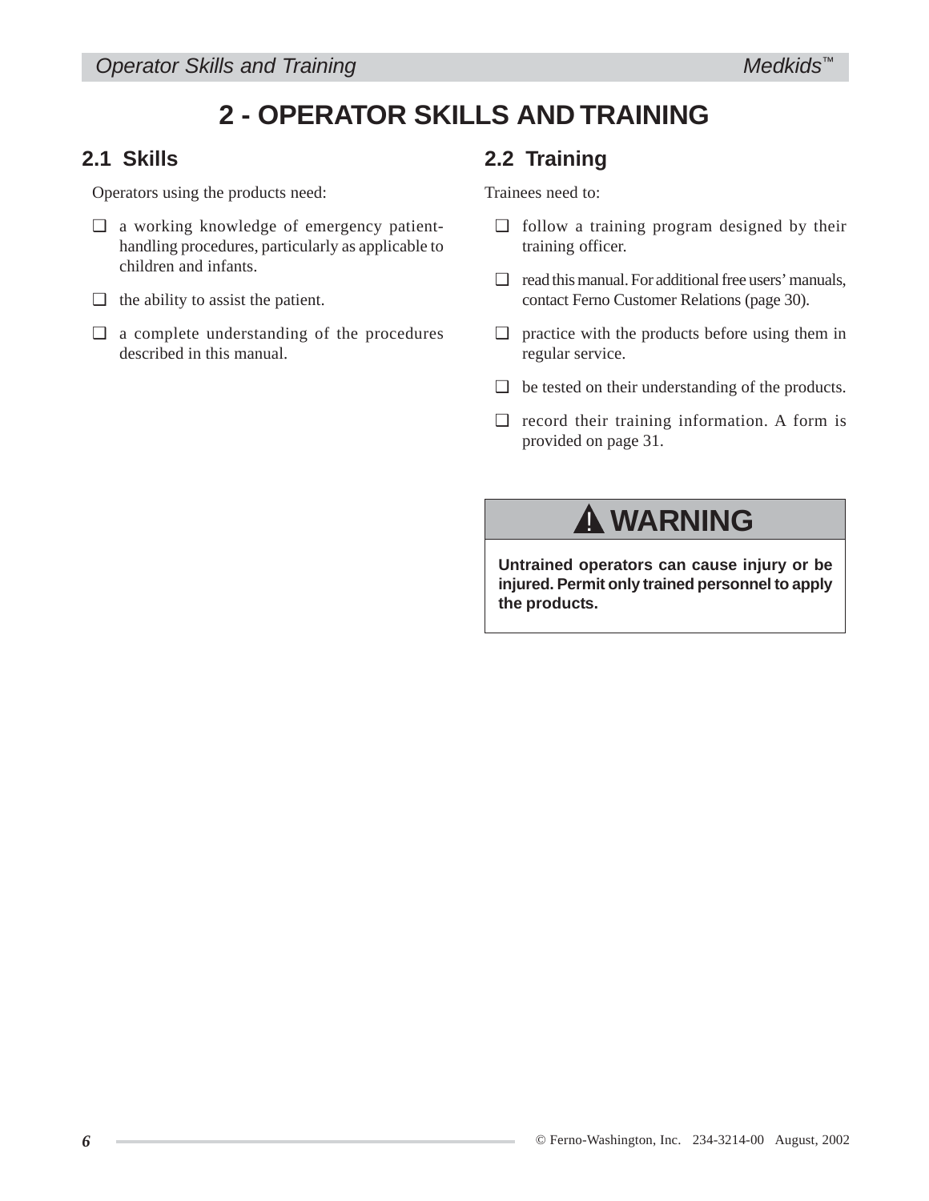# 2 - OPERATOR SKILLS AND TRAINING

## 2.1 Skills

Operators using the products need:

- ❑ a working knowledge of emergency patient-handling procedures, particularly as applicable to children and infants.
- ❑ the ability to assist the patient.
- ❑ a complete understanding of the procedures described in this manual.

## 2.2 Training

Trainees need to:

- ❑ follow a training program designed by their training officer.
- ❑ read this manual. For additional free users' manuals, contact Ferno Customer Relations (page 30).
- ❑ practice with the products before using them in regular service.
- ❑ be tested on their understanding of the products.
- ❑ record their training information. A form is provided on page 31.

**⚠ WARNING**

**Untrained operators can cause injury or be injured. Permit only trained personnel to apply the products.**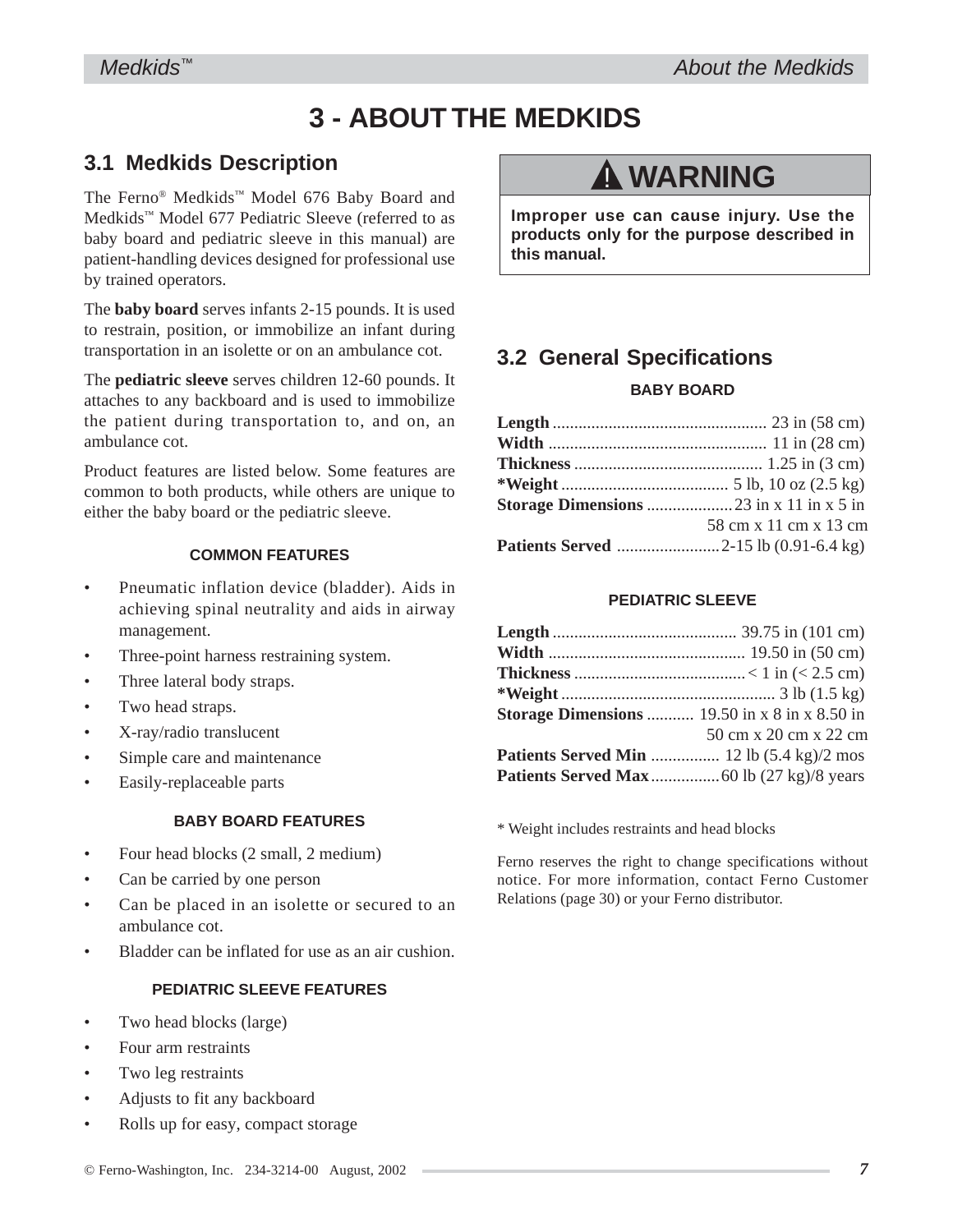# 3 - ABOUT THE MEDKIDS

## 3.1 Medkids Description

The Ferno® Medkids™ Model 676 Baby Board and Medkids™ Model 677 Pediatric Sleeve (referred to as baby board and pediatric sleeve in this manual) are patient-handling devices designed for professional use by trained operators.

The **baby board** serves infants 2-15 pounds. It is used to restrain, position, or immobilize an infant during transportation in an isolette or on an ambulance cot.

The **pediatric sleeve** serves children 12-60 pounds. It attaches to any backboard and is used to immobilize the patient during transportation to, and on, an ambulance cot.

Product features are listed below. Some features are common to both products, while others are unique to either the baby board or the pediatric sleeve.

#### COMMON FEATURES

- Pneumatic inflation device (bladder). Aids in achieving spinal neutrality and aids in airway management.
- Three-point harness restraining system.
- Three lateral body straps.
- Two head straps.
- X-ray/radio translucent
- Simple care and maintenance
- Easily-replaceable parts

#### BABY BOARD FEATURES

- Four head blocks (2 small, 2 medium)
- Can be carried by one person
- Can be placed in an isolette or secured to an ambulance cot.
- Bladder can be inflated for use as an air cushion.

#### PEDIATRIC SLEEVE FEATURES

- Two head blocks (large)
- Four arm restraints
- Two leg restraints
- Adjusts to fit any backboard
- Rolls up for easy, compact storage

> **⚠ WARNING**
>
> **Improper use can cause injury. Use the products only for the purpose described in this manual.**

## 3.2 General Specifications

#### BABY BOARD

| | |
|---|---|
| **Length** | 23 in (58 cm) |
| **Width** | 11 in (28 cm) |
| **Thickness** | 1.25 in (3 cm) |
| ***Weight** | 5 lb, 10 oz (2.5 kg) |
| **Storage Dimensions** | 23 in x 11 in x 5 in<br>58 cm x 11 cm x 13 cm |
| **Patients Served** | 2-15 lb (0.91-6.4 kg) |

#### PEDIATRIC SLEEVE

| | |
|---|---|
| **Length** | 39.75 in (101 cm) |
| **Width** | 19.50 in (50 cm) |
| **Thickness** | < 1 in (< 2.5 cm) |
| ***Weight** | 3 lb (1.5 kg) |
| **Storage Dimensions** | 19.50 in x 8 in x 8.50 in<br>50 cm x 20 cm x 22 cm |
| **Patients Served Min** | 12 lb (5.4 kg)/2 mos |
| **Patients Served Max** | 60 lb (27 kg)/8 years |

\* Weight includes restraints and head blocks

Ferno reserves the right to change specifications without notice. For more information, contact Ferno Customer Relations (page 30) or your Ferno distributor.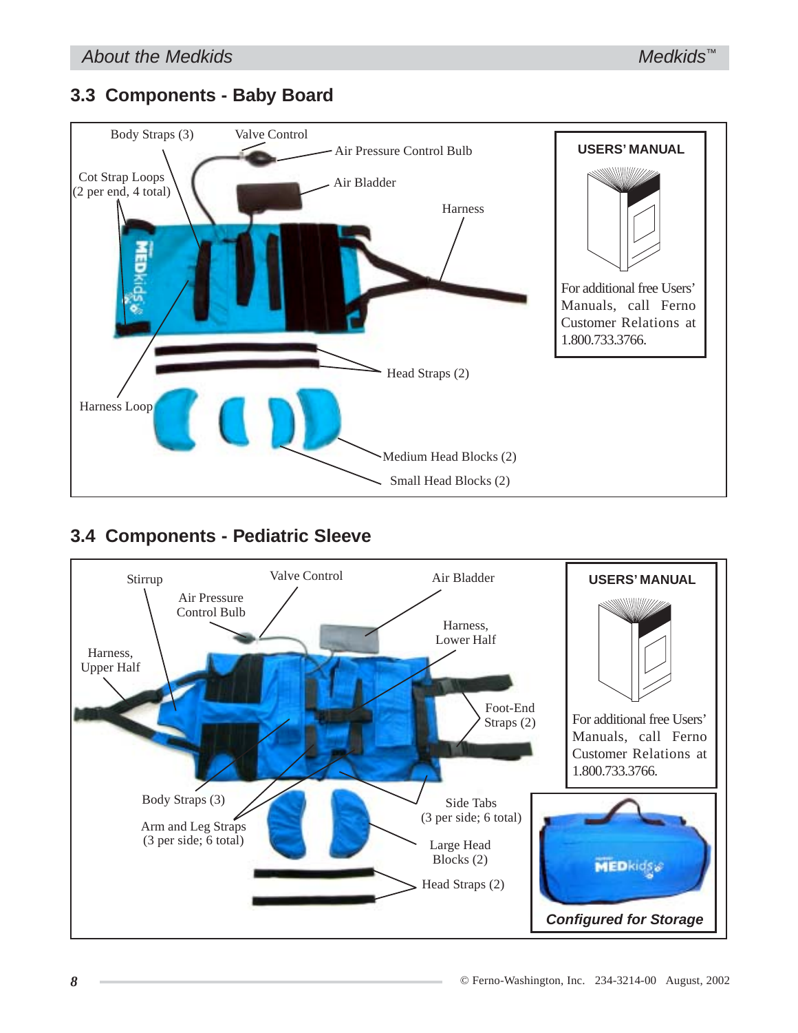## 3.3 Components - Baby Board

Body Straps (3)

Valve Control

Air Pressure Control Bulb

Cot Strap Loops (2 per end, 4 total)

Air Bladder

Harness

Head Straps (2)

Harness Loop

Medium Head Blocks (2)

Small Head Blocks (2)

**USERS' MANUAL**

For additional free Users' Manuals, call Ferno Customer Relations at 1.800.733.3766.

## 3.4 Components - Pediatric Sleeve

Stirrup

Valve Control

Air Bladder

Air Pressure Control Bulb

Harness, Lower Half

Harness, Upper Half

Foot-End Straps (2)

Body Straps (3)

Side Tabs (3 per side; 6 total)

Arm and Leg Straps (3 per side; 6 total)

Large Head Blocks (2)

Head Straps (2)

**USERS' MANUAL**

For additional free Users' Manuals, call Ferno Customer Relations at 1.800.733.3766.

***Configured for Storage***

© Ferno-Washington, Inc. 234-3214-00 August, 2002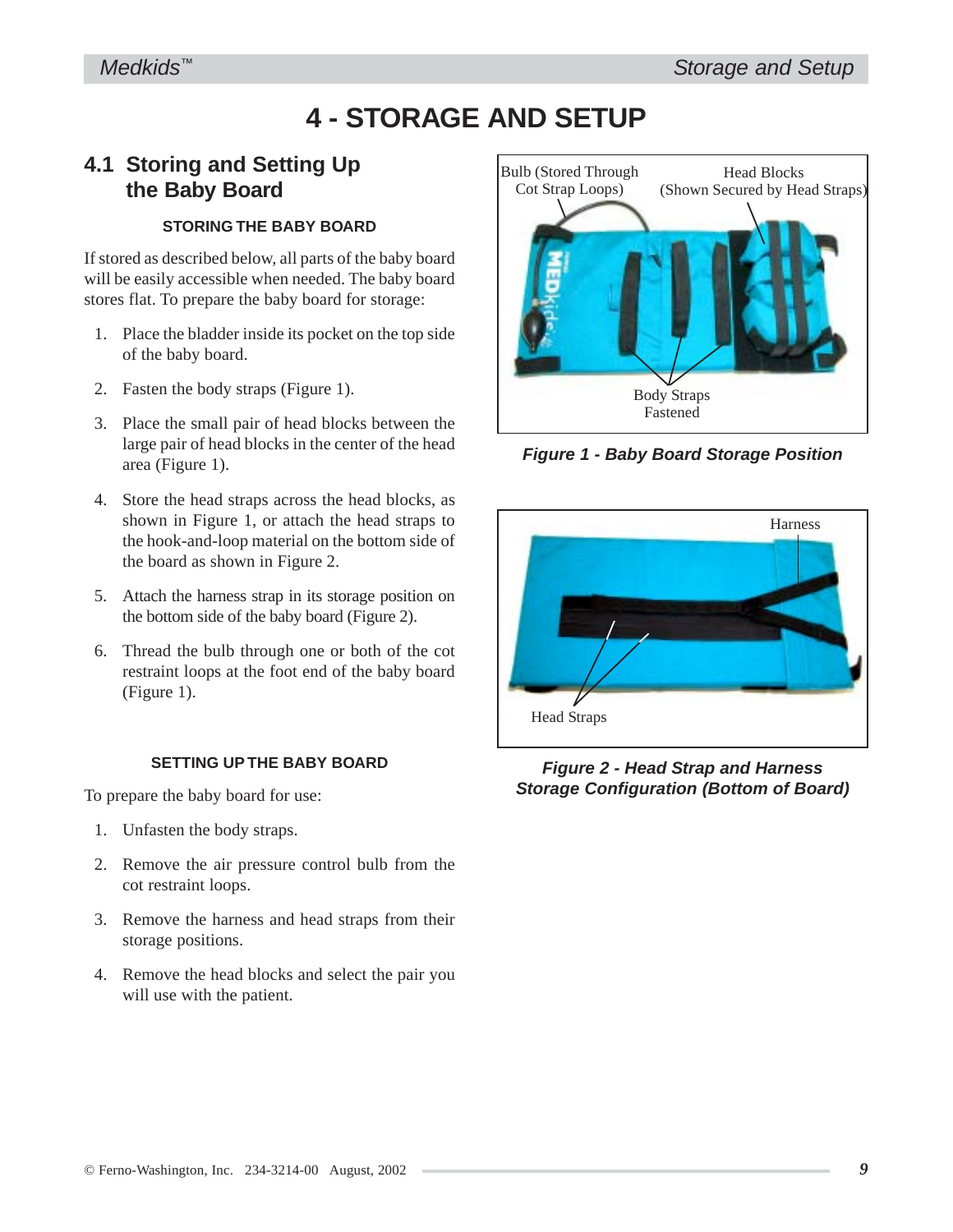# 4 - STORAGE AND SETUP

## 4.1 Storing and Setting Up the Baby Board

### STORING THE BABY BOARD

If stored as described below, all parts of the baby board will be easily accessible when needed. The baby board stores flat. To prepare the baby board for storage:

1. Place the bladder inside its pocket on the top side of the baby board.
2. Fasten the body straps (Figure 1).
3. Place the small pair of head blocks between the large pair of head blocks in the center of the head area (Figure 1).
4. Store the head straps across the head blocks, as shown in Figure 1, or attach the head straps to the hook-and-loop material on the bottom side of the board as shown in Figure 2.
5. Attach the harness strap in its storage position on the bottom side of the baby board (Figure 2).
6. Thread the bulb through one or both of the cot restraint loops at the foot end of the baby board (Figure 1).

### SETTING UP THE BABY BOARD

To prepare the baby board for use:

1. Unfasten the body straps.
2. Remove the air pressure control bulb from the cot restraint loops.
3. Remove the harness and head straps from their storage positions.
4. Remove the head blocks and select the pair you will use with the patient.

Bulb (Stored Through Cot Strap Loops)

Head Blocks (Shown Secured by Head Straps)

Body Straps Fastened

***Figure 1 - Baby Board Storage Position***

Harness

Head Straps

***Figure 2 - Head Strap and Harness Storage Configuration (Bottom of Board)***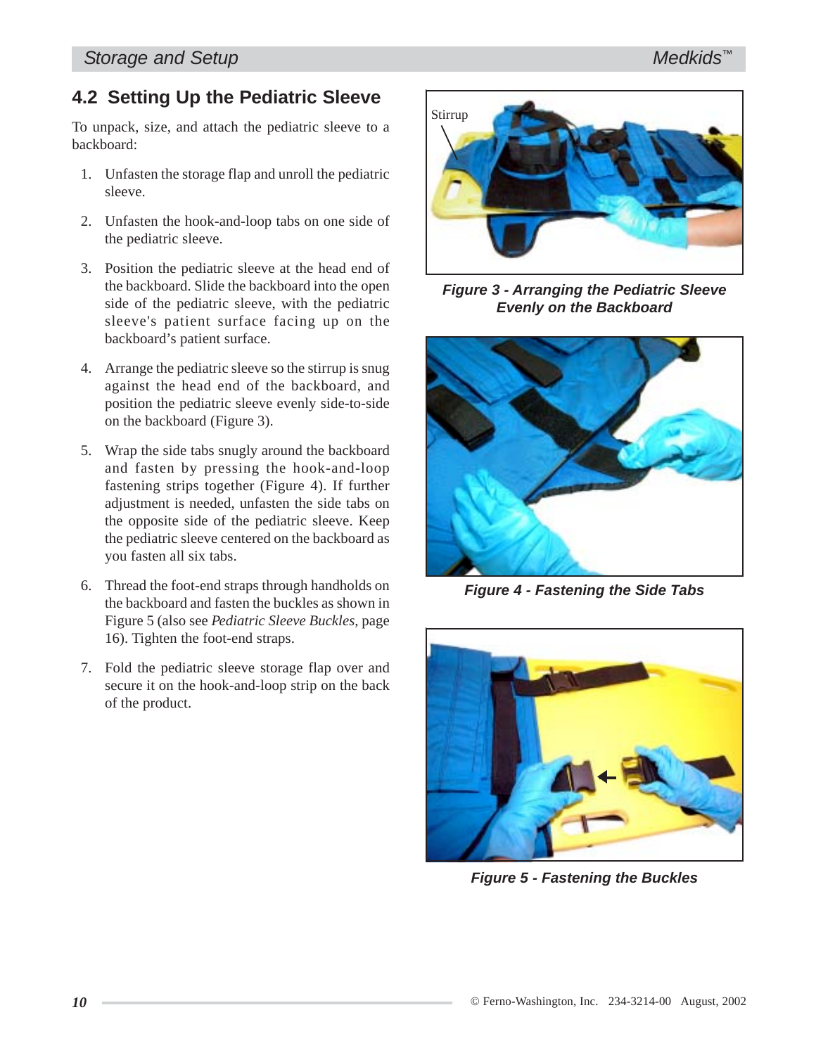## 4.2 Setting Up the Pediatric Sleeve

To unpack, size, and attach the pediatric sleeve to a backboard:

1. Unfasten the storage flap and unroll the pediatric sleeve.
2. Unfasten the hook-and-loop tabs on one side of the pediatric sleeve.
3. Position the pediatric sleeve at the head end of the backboard. Slide the backboard into the open side of the pediatric sleeve, with the pediatric sleeve's patient surface facing up on the backboard's patient surface.
4. Arrange the pediatric sleeve so the stirrup is snug against the head end of the backboard, and position the pediatric sleeve evenly side-to-side on the backboard (Figure 3).
5. Wrap the side tabs snugly around the backboard and fasten by pressing the hook-and-loop fastening strips together (Figure 4). If further adjustment is needed, unfasten the side tabs on the opposite side of the pediatric sleeve. Keep the pediatric sleeve centered on the backboard as you fasten all six tabs.
6. Thread the foot-end straps through handholds on the backboard and fasten the buckles as shown in Figure 5 (also see *Pediatric Sleeve Buckles,* page 16). Tighten the foot-end straps.
7. Fold the pediatric sleeve storage flap over and secure it on the hook-and-loop strip on the back of the product.

Stirrup

***Figure 3 - Arranging the Pediatric Sleeve Evenly on the Backboard***

***Figure 4 - Fastening the Side Tabs***

***Figure 5 - Fastening the Buckles***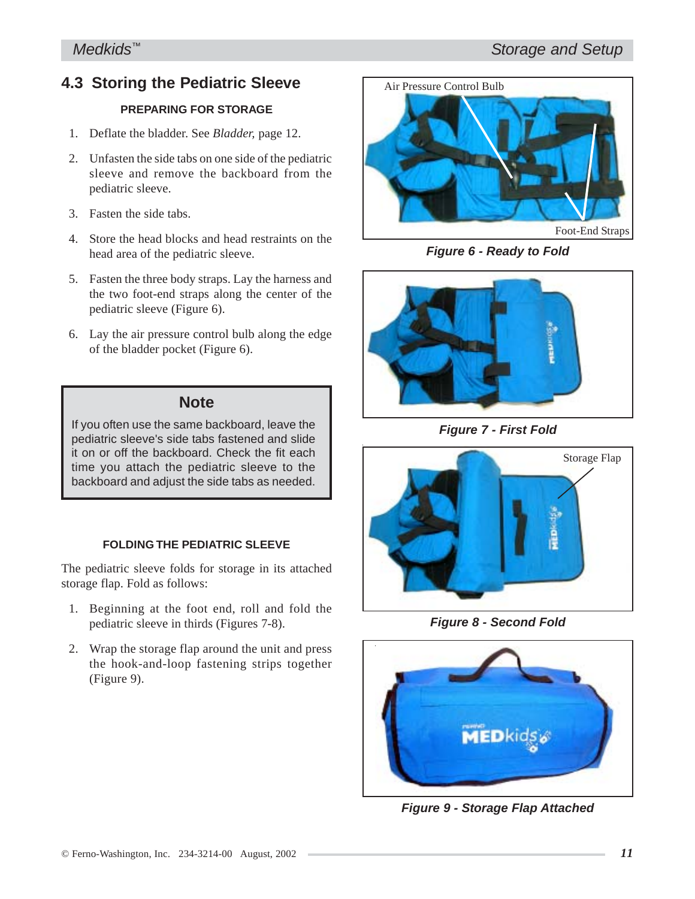## 4.3 Storing the Pediatric Sleeve

### PREPARING FOR STORAGE

1. Deflate the bladder. See *Bladder,* page 12.
2. Unfasten the side tabs on one side of the pediatric sleeve and remove the backboard from the pediatric sleeve.
3. Fasten the side tabs.
4. Store the head blocks and head restraints on the head area of the pediatric sleeve.
5. Fasten the three body straps. Lay the harness and the two foot-end straps along the center of the pediatric sleeve (Figure 6).
6. Lay the air pressure control bulb along the edge of the bladder pocket (Figure 6).

> **Note**
>
> If you often use the same backboard, leave the pediatric sleeve's side tabs fastened and slide it on or off the backboard. Check the fit each time you attach the pediatric sleeve to the backboard and adjust the side tabs as needed.

### FOLDING THE PEDIATRIC SLEEVE

The pediatric sleeve folds for storage in its attached storage flap. Fold as follows:

1. Beginning at the foot end, roll and fold the pediatric sleeve in thirds (Figures 7-8).
2. Wrap the storage flap around the unit and press the hook-and-loop fastening strips together (Figure 9).

Air Pressure Control Bulb

Foot-End Straps

***Figure 6 - Ready to Fold***

***Figure 7 - First Fold***

Storage Flap

***Figure 8 - Second Fold***

***Figure 9 - Storage Flap Attached***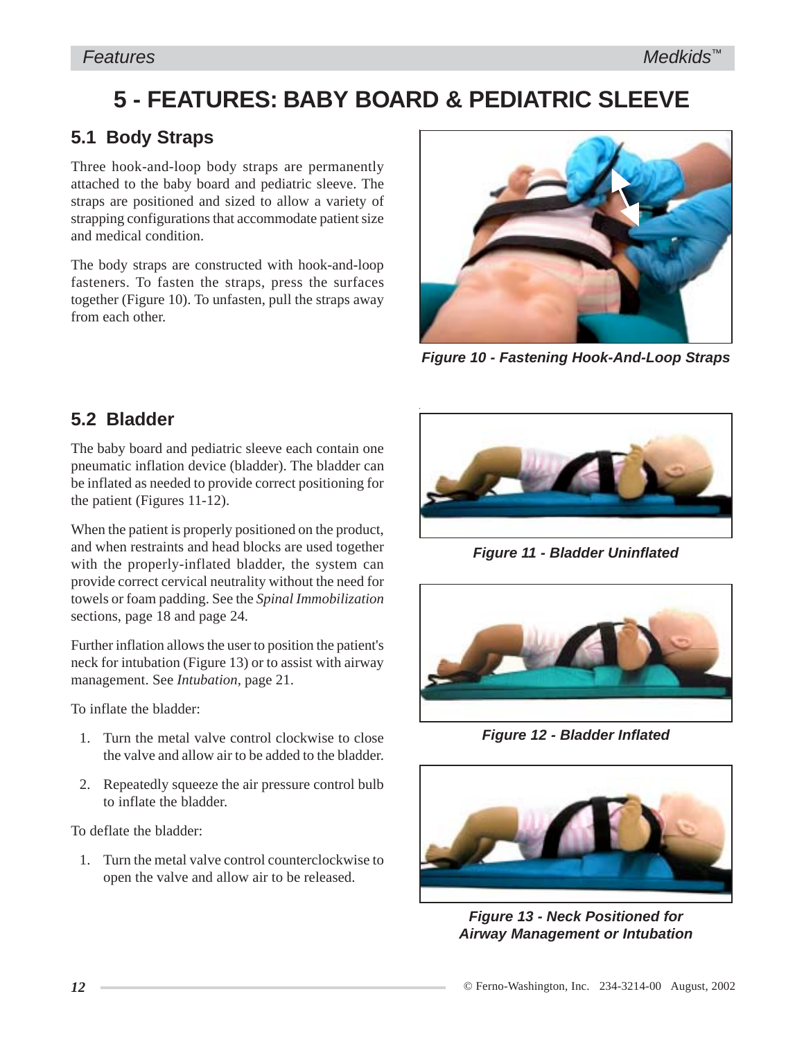# 5 - FEATURES: BABY BOARD & PEDIATRIC SLEEVE

## 5.1 Body Straps

Three hook-and-loop body straps are permanently attached to the baby board and pediatric sleeve. The straps are positioned and sized to allow a variety of strapping configurations that accommodate patient size and medical condition.

The body straps are constructed with hook-and-loop fasteners. To fasten the straps, press the surfaces together (Figure 10). To unfasten, pull the straps away from each other.

***Figure 10 - Fastening Hook-And-Loop Straps***

## 5.2 Bladder

The baby board and pediatric sleeve each contain one pneumatic inflation device (bladder). The bladder can be inflated as needed to provide correct positioning for the patient (Figures 11-12).

When the patient is properly positioned on the product, and when restraints and head blocks are used together with the properly-inflated bladder, the system can provide correct cervical neutrality without the need for towels or foam padding. See the *Spinal Immobilization* sections, page 18 and page 24.

Further inflation allows the user to position the patient's neck for intubation (Figure 13) or to assist with airway management. See *Intubation*, page 21.

To inflate the bladder:

1. Turn the metal valve control clockwise to close the valve and allow air to be added to the bladder.
2. Repeatedly squeeze the air pressure control bulb to inflate the bladder.

To deflate the bladder:

1. Turn the metal valve control counterclockwise to open the valve and allow air to be released.

***Figure 11 - Bladder Uninflated***

***Figure 12 - Bladder Inflated***

***Figure 13 - Neck Positioned for Airway Management or Intubation***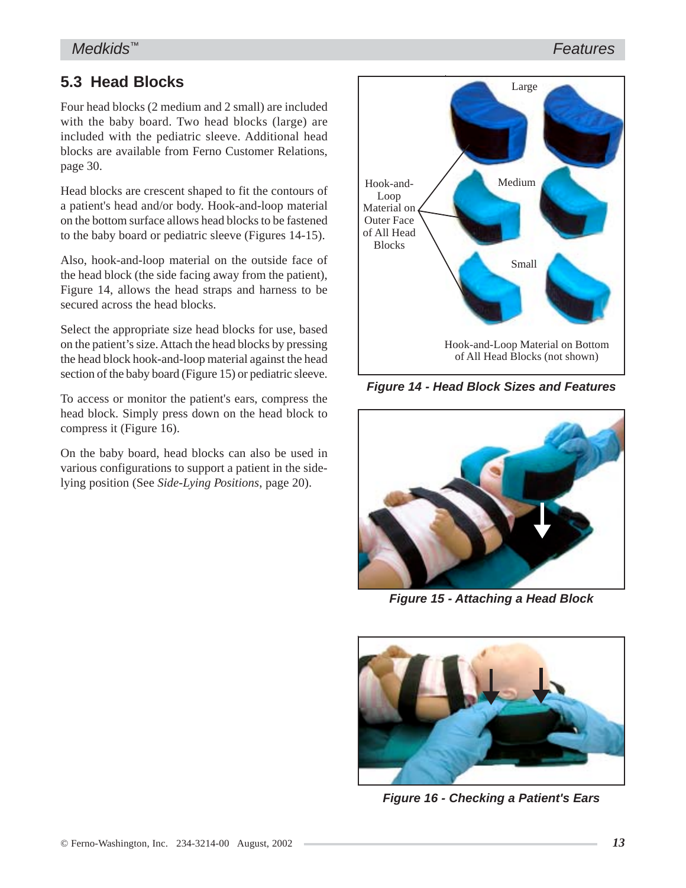## 5.3 Head Blocks

Four head blocks (2 medium and 2 small) are included with the baby board. Two head blocks (large) are included with the pediatric sleeve. Additional head blocks are available from Ferno Customer Relations, page 30.

Head blocks are crescent shaped to fit the contours of a patient's head and/or body. Hook-and-loop material on the bottom surface allows head blocks to be fastened to the baby board or pediatric sleeve (Figures 14-15).

Also, hook-and-loop material on the outside face of the head block (the side facing away from the patient), Figure 14, allows the head straps and harness to be secured across the head blocks.

Select the appropriate size head blocks for use, based on the patient's size. Attach the head blocks by pressing the head block hook-and-loop material against the head section of the baby board (Figure 15) or pediatric sleeve.

To access or monitor the patient's ears, compress the head block. Simply press down on the head block to compress it (Figure 16).

On the baby board, head blocks can also be used in various configurations to support a patient in the side-lying position (See *Side-Lying Positions*, page 20).

Large

Medium

Small

Hook-and-Loop Material on Outer Face of All Head Blocks

Hook-and-Loop Material on Bottom of All Head Blocks (not shown)

***Figure 14 - Head Block Sizes and Features***

***Figure 15 - Attaching a Head Block***

***Figure 16 - Checking a Patient's Ears***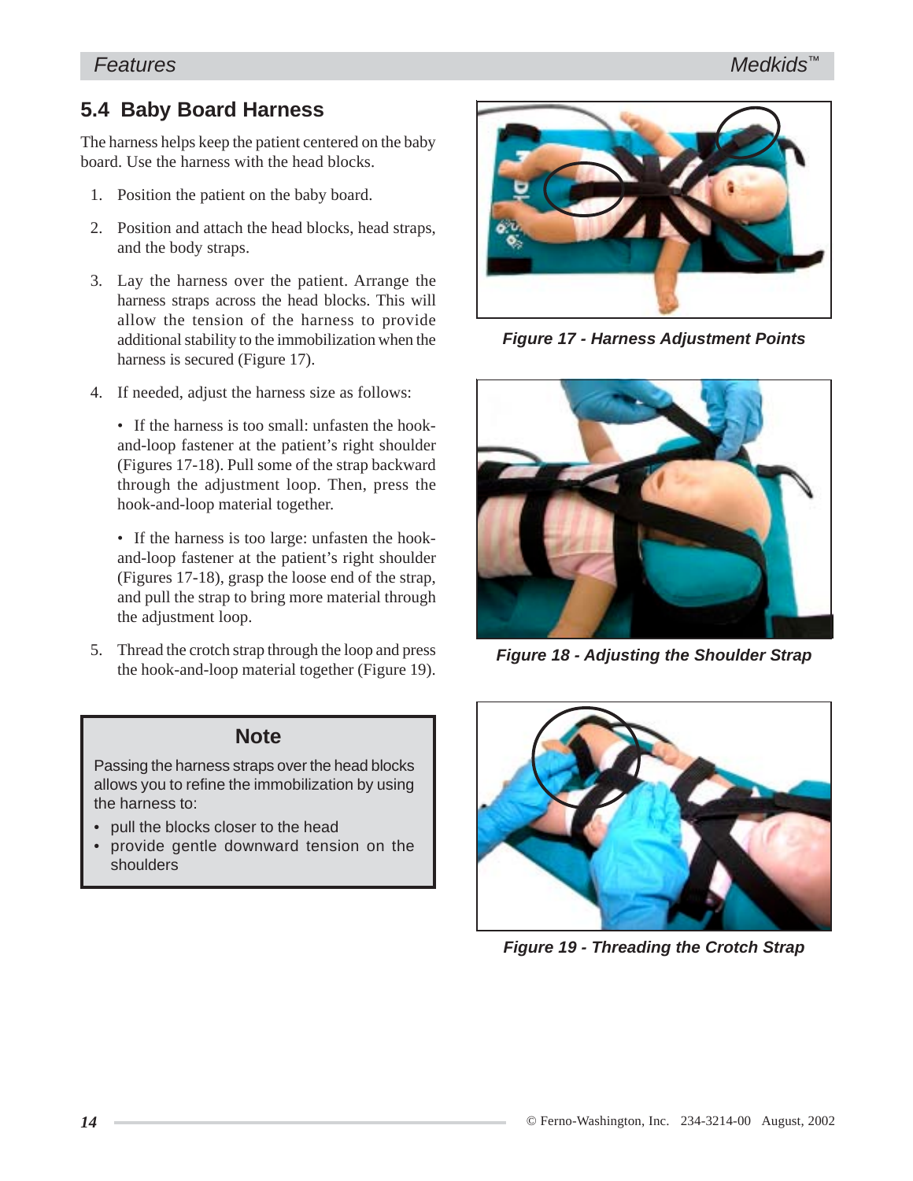## 5.4 Baby Board Harness

The harness helps keep the patient centered on the baby board. Use the harness with the head blocks.

1. Position the patient on the baby board.

2. Position and attach the head blocks, head straps, and the body straps.

3. Lay the harness over the patient. Arrange the harness straps across the head blocks. This will allow the tension of the harness to provide additional stability to the immobilization when the harness is secured (Figure 17).

4. If needed, adjust the harness size as follows:

   • If the harness is too small: unfasten the hook-and-loop fastener at the patient's right shoulder (Figures 17-18). Pull some of the strap backward through the adjustment loop. Then, press the hook-and-loop material together.

   • If the harness is too large: unfasten the hook-and-loop fastener at the patient's right shoulder (Figures 17-18), grasp the loose end of the strap, and pull the strap to bring more material through the adjustment loop.

5. Thread the crotch strap through the loop and press the hook-and-loop material together (Figure 19).

> **Note**
>
> Passing the harness straps over the head blocks allows you to refine the immobilization by using the harness to:
>
> - pull the blocks closer to the head
> - provide gentle downward tension on the shoulders

***Figure 17 - Harness Adjustment Points***

***Figure 18 - Adjusting the Shoulder Strap***

***Figure 19 - Threading the Crotch Strap***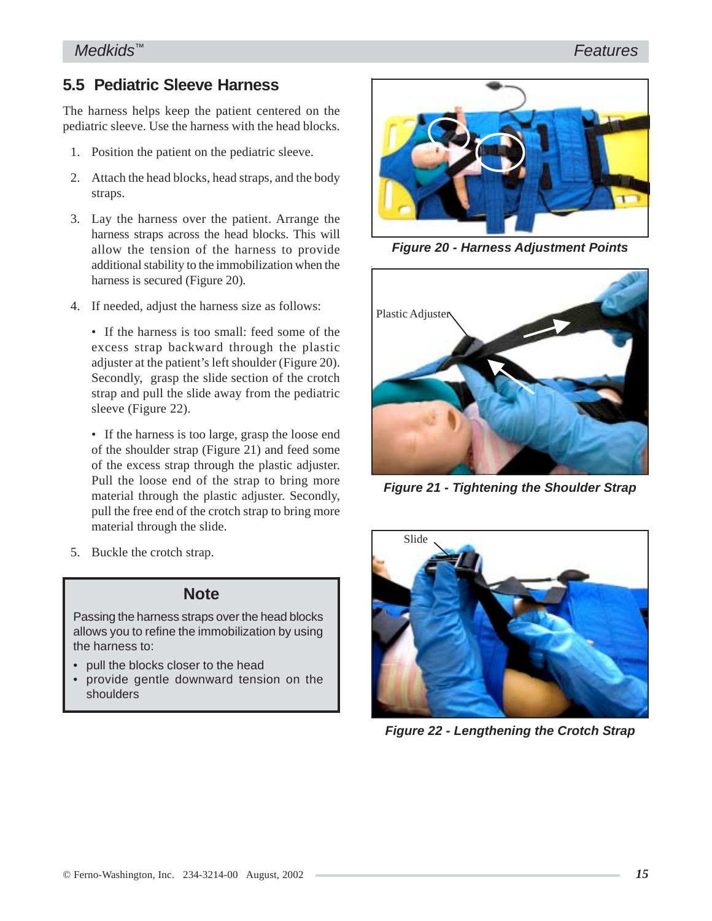## 5.5 Pediatric Sleeve Harness

The harness helps keep the patient centered on the pediatric sleeve. Use the harness with the head blocks.

1. Position the patient on the pediatric sleeve.
2. Attach the head blocks, head straps, and the body straps.
3. Lay the harness over the patient. Arrange the harness straps across the head blocks. This will allow the tension of the harness to provide additional stability to the immobilization when the harness is secured (Figure 20).
4. If needed, adjust the harness size as follows:

   • If the harness is too small: feed some of the excess strap backward through the plastic adjuster at the patient's left shoulder (Figure 20). Secondly, grasp the slide section of the crotch strap and pull the slide away from the pediatric sleeve (Figure 22).

   • If the harness is too large, grasp the loose end of the shoulder strap (Figure 21) and feed some of the excess strap through the plastic adjuster. Pull the loose end of the strap to bring more material through the plastic adjuster. Secondly, pull the free end of the crotch strap to bring more material through the slide.

5. Buckle the crotch strap.

> **Note**
>
> Passing the harness straps over the head blocks allows you to refine the immobilization by using the harness to:
>
> - pull the blocks closer to the head
> - provide gentle downward tension on the shoulders

***Figure 20 - Harness Adjustment Points***

Plastic Adjuster

***Figure 21 - Tightening the Shoulder Strap***

Slide

***Figure 22 - Lengthening the Crotch Strap***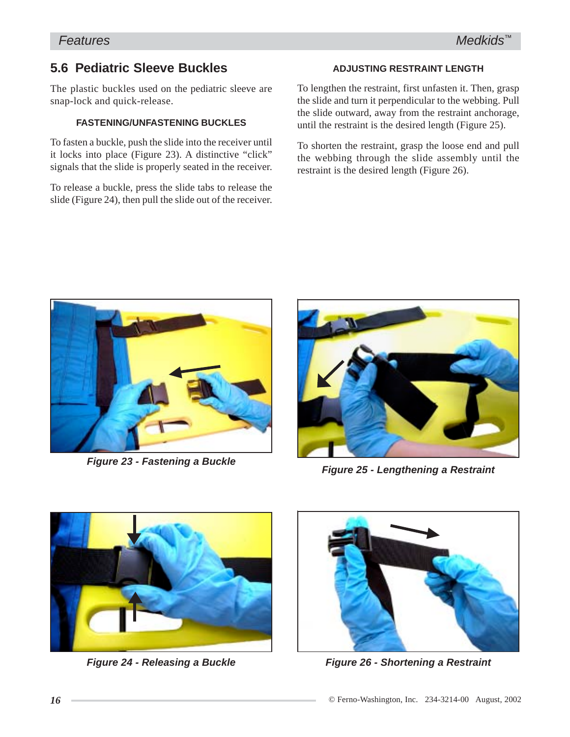## 5.6 Pediatric Sleeve Buckles

The plastic buckles used on the pediatric sleeve are snap-lock and quick-release.

### FASTENING/UNFASTENING BUCKLES

To fasten a buckle, push the slide into the receiver until it locks into place (Figure 23). A distinctive “click” signals that the slide is properly seated in the receiver.

To release a buckle, press the slide tabs to release the slide (Figure 24), then pull the slide out of the receiver.

### ADJUSTING RESTRAINT LENGTH

To lengthen the restraint, first unfasten it. Then, grasp the slide and turn it perpendicular to the webbing. Pull the slide outward, away from the restraint anchorage, until the restraint is the desired length (Figure 25).

To shorten the restraint, grasp the loose end and pull the webbing through the slide assembly until the restraint is the desired length (Figure 26).

***Figure 23 - Fastening a Buckle***

***Figure 25 - Lengthening a Restraint***

***Figure 24 - Releasing a Buckle***

***Figure 26 - Shortening a Restraint***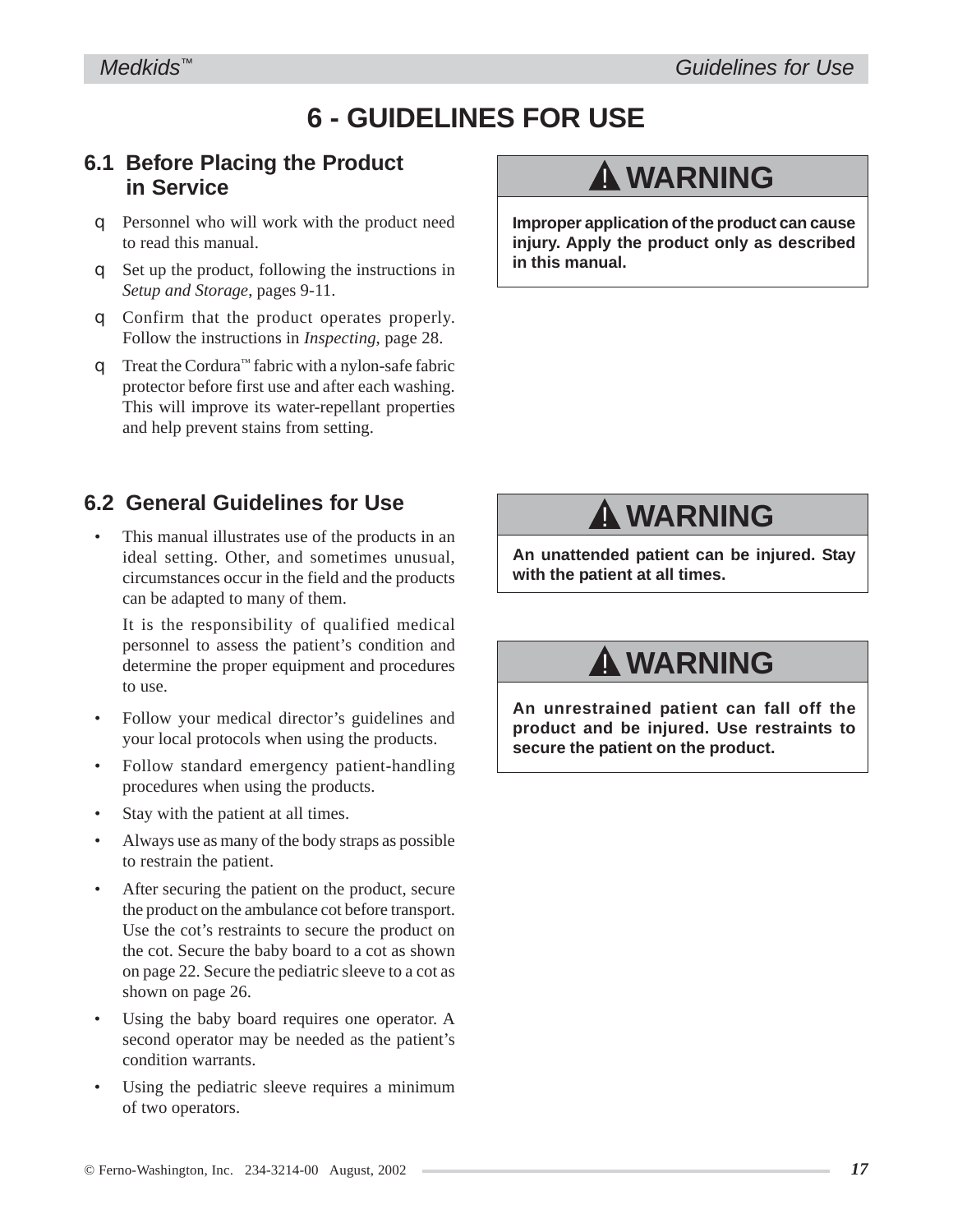# 6 - GUIDELINES FOR USE

## 6.1 Before Placing the Product in Service

- Personnel who will work with the product need to read this manual.
- Set up the product, following the instructions in *Setup and Storage*, pages 9-11.
- Confirm that the product operates properly. Follow the instructions in *Inspecting*, page 28.
- Treat the Cordura™ fabric with a nylon-safe fabric protector before first use and after each washing. This will improve its water-repellant properties and help prevent stains from setting.

> **⚠ WARNING**
>
> **Improper application of the product can cause injury. Apply the product only as described in this manual.**

## 6.2 General Guidelines for Use

- This manual illustrates use of the products in an ideal setting. Other, and sometimes unusual, circumstances occur in the field and the products can be adapted to many of them.

  It is the responsibility of qualified medical personnel to assess the patient's condition and determine the proper equipment and procedures to use.
- Follow your medical director's guidelines and your local protocols when using the products.
- Follow standard emergency patient-handling procedures when using the products.
- Stay with the patient at all times.
- Always use as many of the body straps as possible to restrain the patient.
- After securing the patient on the product, secure the product on the ambulance cot before transport. Use the cot's restraints to secure the product on the cot. Secure the baby board to a cot as shown on page 22. Secure the pediatric sleeve to a cot as shown on page 26.
- Using the baby board requires one operator. A second operator may be needed as the patient's condition warrants.
- Using the pediatric sleeve requires a minimum of two operators.

> **⚠ WARNING**
>
> **An unattended patient can be injured. Stay with the patient at all times.**

> **⚠ WARNING**
>
> **An unrestrained patient can fall off the product and be injured. Use restraints to secure the patient on the product.**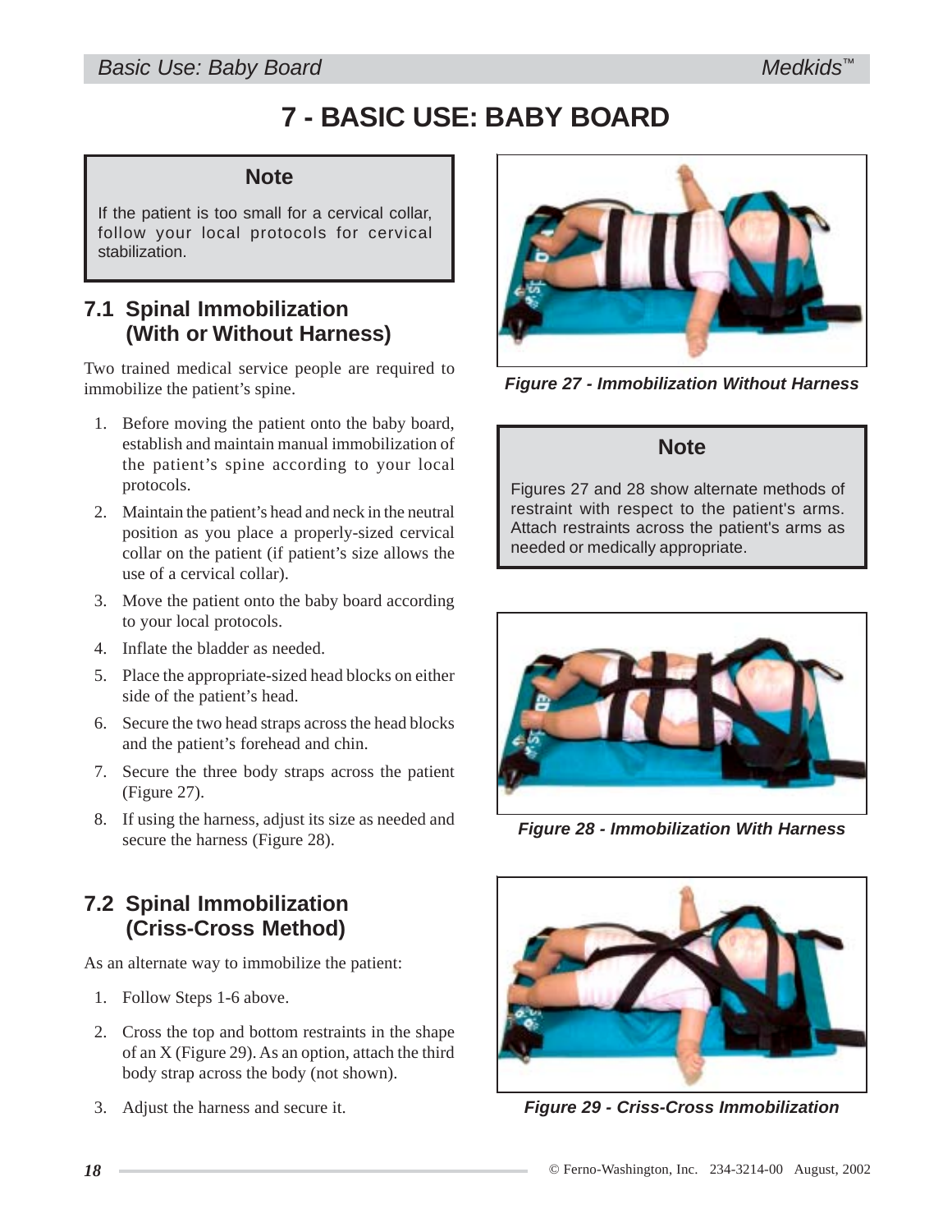# 7 - BASIC USE: BABY BOARD

> **Note**
>
> If the patient is too small for a cervical collar, follow your local protocols for cervical stabilization.

## 7.1 Spinal Immobilization (With or Without Harness)

Two trained medical service people are required to immobilize the patient's spine.

1. Before moving the patient onto the baby board, establish and maintain manual immobilization of the patient's spine according to your local protocols.
2. Maintain the patient's head and neck in the neutral position as you place a properly-sized cervical collar on the patient (if patient's size allows the use of a cervical collar).
3. Move the patient onto the baby board according to your local protocols.
4. Inflate the bladder as needed.
5. Place the appropriate-sized head blocks on either side of the patient's head.
6. Secure the two head straps across the head blocks and the patient's forehead and chin.
7. Secure the three body straps across the patient (Figure 27).
8. If using the harness, adjust its size as needed and secure the harness (Figure 28).

*Figure 27 - Immobilization Without Harness*

> **Note**
>
> Figures 27 and 28 show alternate methods of restraint with respect to the patient's arms. Attach restraints across the patient's arms as needed or medically appropriate.

*Figure 28 - Immobilization With Harness*

## 7.2 Spinal Immobilization (Criss-Cross Method)

As an alternate way to immobilize the patient:

1. Follow Steps 1-6 above.
2. Cross the top and bottom restraints in the shape of an X (Figure 29). As an option, attach the third body strap across the body (not shown).
3. Adjust the harness and secure it.

*Figure 29 - Criss-Cross Immobilization*

© Ferno-Washington, Inc. 234-3214-00 August, 2002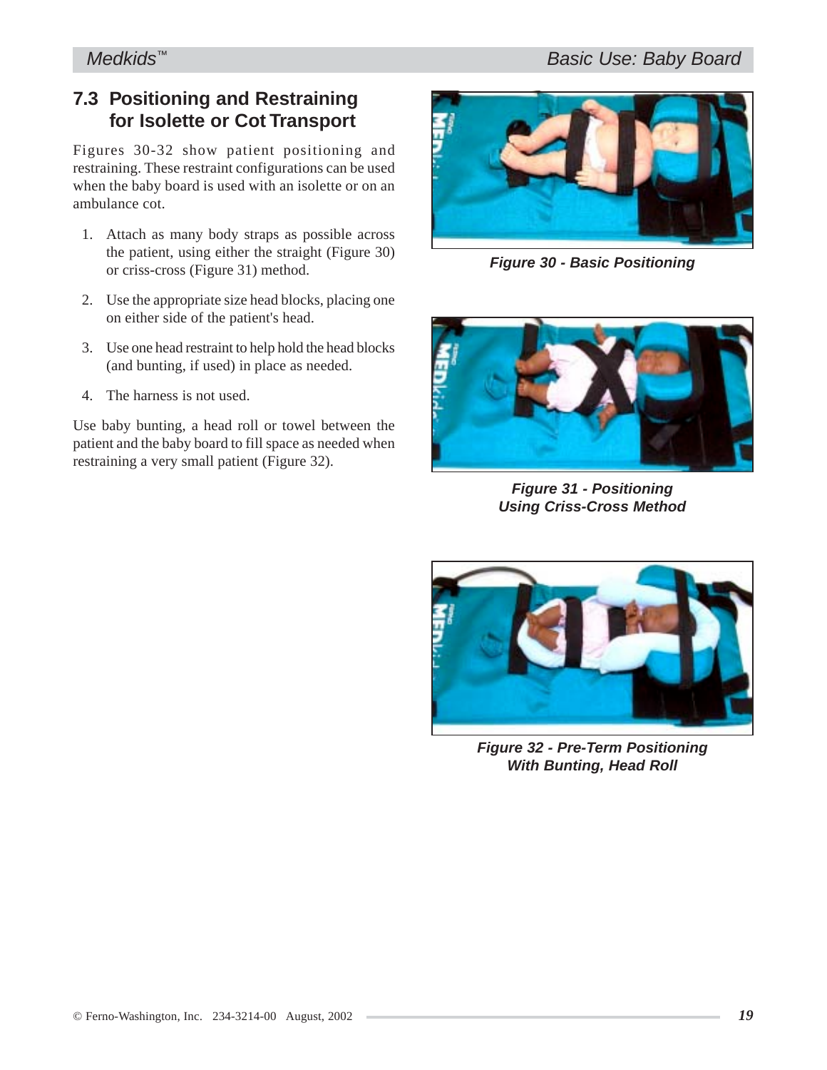## 7.3 Positioning and Restraining for Isolette or Cot Transport

Figures 30-32 show patient positioning and restraining. These restraint configurations can be used when the baby board is used with an isolette or on an ambulance cot.

1. Attach as many body straps as possible across the patient, using either the straight (Figure 30) or criss-cross (Figure 31) method.
2. Use the appropriate size head blocks, placing one on either side of the patient's head.
3. Use one head restraint to help hold the head blocks (and bunting, if used) in place as needed.
4. The harness is not used.

Use baby bunting, a head roll or towel between the patient and the baby board to fill space as needed when restraining a very small patient (Figure 32).

***Figure 30 - Basic Positioning***

***Figure 31 - Positioning Using Criss-Cross Method***

***Figure 32 - Pre-Term Positioning With Bunting, Head Roll***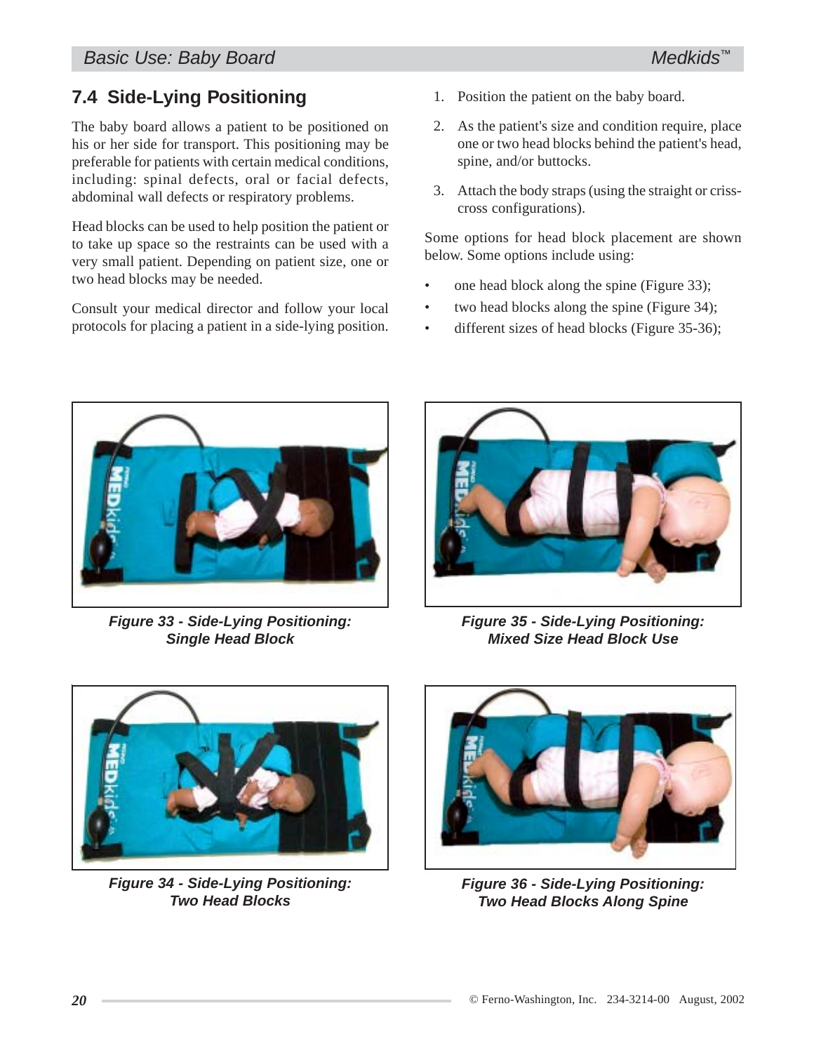## 7.4 Side-Lying Positioning

The baby board allows a patient to be positioned on his or her side for transport. This positioning may be preferable for patients with certain medical conditions, including: spinal defects, oral or facial defects, abdominal wall defects or respiratory problems.

Head blocks can be used to help position the patient or to take up space so the restraints can be used with a very small patient. Depending on patient size, one or two head blocks may be needed.

Consult your medical director and follow your local protocols for placing a patient in a side-lying position.

1. Position the patient on the baby board.
2. As the patient's size and condition require, place one or two head blocks behind the patient's head, spine, and/or buttocks.
3. Attach the body straps (using the straight or criss-cross configurations).

Some options for head block placement are shown below. Some options include using:

- one head block along the spine (Figure 33);
- two head blocks along the spine (Figure 34);
- different sizes of head blocks (Figure 35-36);

***Figure 33 - Side-Lying Positioning: Single Head Block***

***Figure 35 - Side-Lying Positioning: Mixed Size Head Block Use***

***Figure 34 - Side-Lying Positioning: Two Head Blocks***

***Figure 36 - Side-Lying Positioning: Two Head Blocks Along Spine***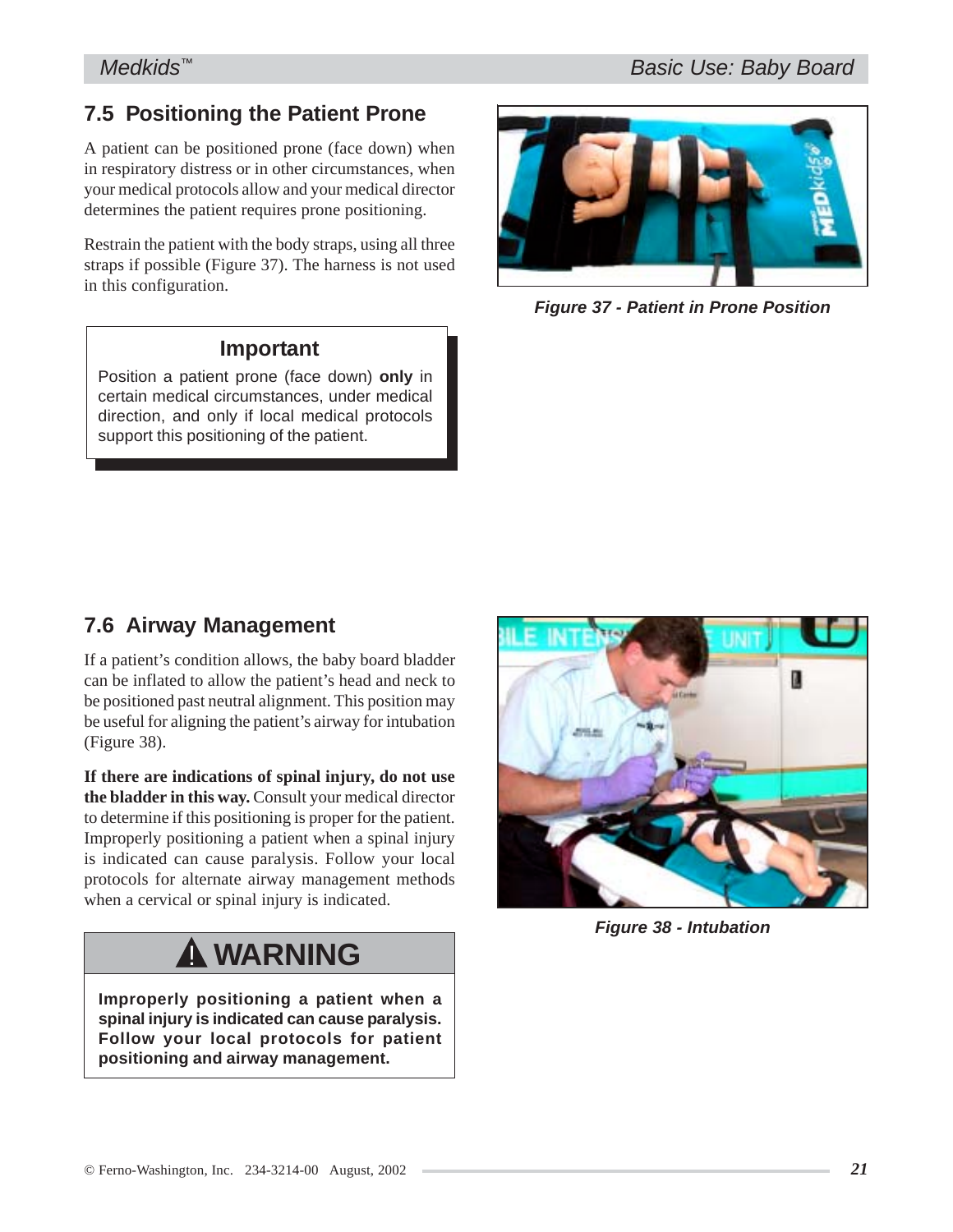## 7.5 Positioning the Patient Prone

A patient can be positioned prone (face down) when in respiratory distress or in other circumstances, when your medical protocols allow and your medical director determines the patient requires prone positioning.

Restrain the patient with the body straps, using all three straps if possible (Figure 37). The harness is not used in this configuration.

**Important**

Position a patient prone (face down) **only** in certain medical circumstances, under medical direction, and only if local medical protocols support this positioning of the patient.

*Figure 37 - Patient in Prone Position*

## 7.6 Airway Management

If a patient's condition allows, the baby board bladder can be inflated to allow the patient's head and neck to be positioned past neutral alignment. This position may be useful for aligning the patient's airway for intubation (Figure 38).

**If there are indications of spinal injury, do not use the bladder in this way.** Consult your medical director to determine if this positioning is proper for the patient. Improperly positioning a patient when a spinal injury is indicated can cause paralysis. Follow your local protocols for alternate airway management methods when a cervical or spinal injury is indicated.

**⚠ WARNING**

**Improperly positioning a patient when a spinal injury is indicated can cause paralysis. Follow your local protocols for patient positioning and airway management.**

*Figure 38 - Intubation*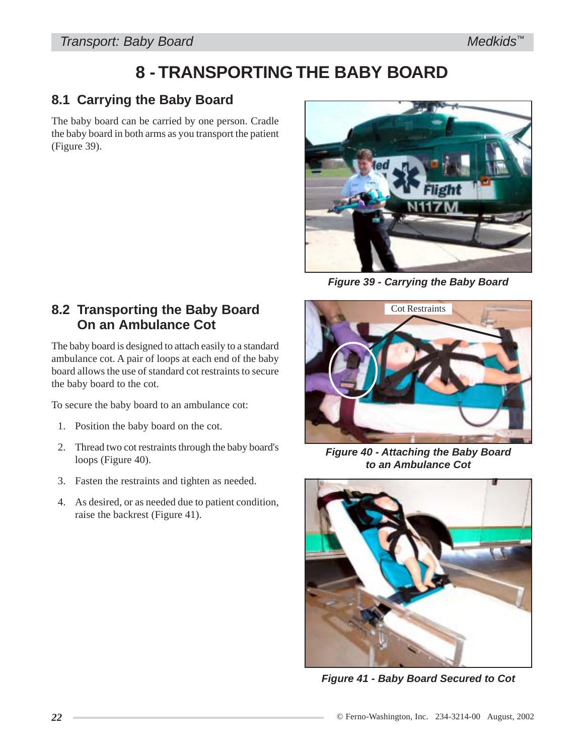# 8 - TRANSPORTING THE BABY BOARD

## 8.1 Carrying the Baby Board

The baby board can be carried by one person. Cradle the baby board in both arms as you transport the patient (Figure 39).

Figure 39 - Carrying the Baby Board

## 8.2 Transporting the Baby Board On an Ambulance Cot

The baby board is designed to attach easily to a standard ambulance cot. A pair of loops at each end of the baby board allows the use of standard cot restraints to secure the baby board to the cot.

To secure the baby board to an ambulance cot:

1. Position the baby board on the cot.
2. Thread two cot restraints through the baby board's loops (Figure 40).
3. Fasten the restraints and tighten as needed.
4. As desired, or as needed due to patient condition, raise the backrest (Figure 41).

Cot Restraints

Figure 40 - Attaching the Baby Board to an Ambulance Cot

Figure 41 - Baby Board Secured to Cot

© Ferno-Washington, Inc. 234-3214-00 August, 2002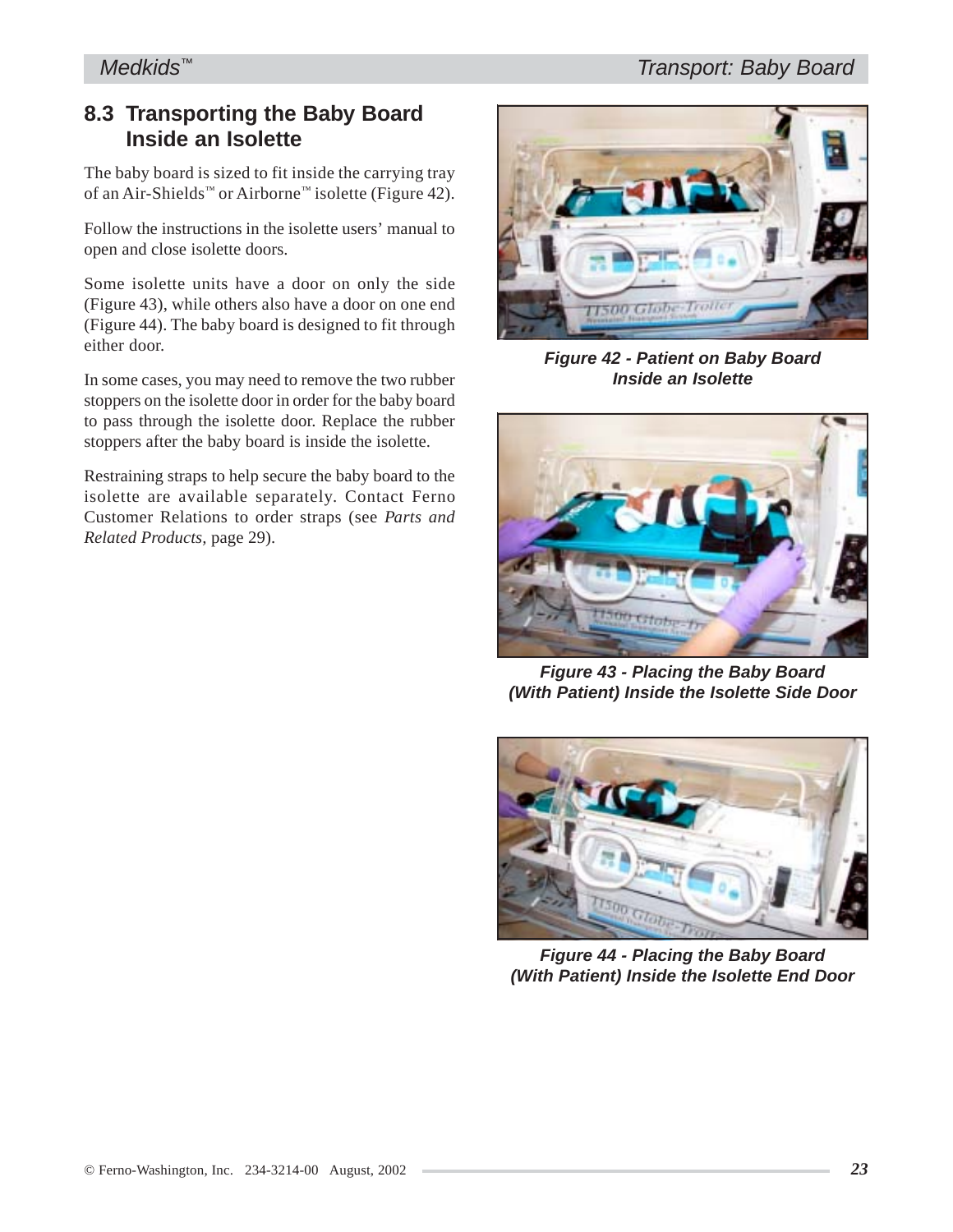## 8.3 Transporting the Baby Board Inside an Isolette

The baby board is sized to fit inside the carrying tray of an Air-Shields™ or Airborne™ isolette (Figure 42).

Follow the instructions in the isolette users' manual to open and close isolette doors.

Some isolette units have a door on only the side (Figure 43), while others also have a door on one end (Figure 44). The baby board is designed to fit through either door.

In some cases, you may need to remove the two rubber stoppers on the isolette door in order for the baby board to pass through the isolette door. Replace the rubber stoppers after the baby board is inside the isolette.

Restraining straps to help secure the baby board to the isolette are available separately. Contact Ferno Customer Relations to order straps (see *Parts and Related Products*, page 29).

***Figure 42 - Patient on Baby Board Inside an Isolette***

***Figure 43 - Placing the Baby Board (With Patient) Inside the Isolette Side Door***

***Figure 44 - Placing the Baby Board (With Patient) Inside the Isolette End Door***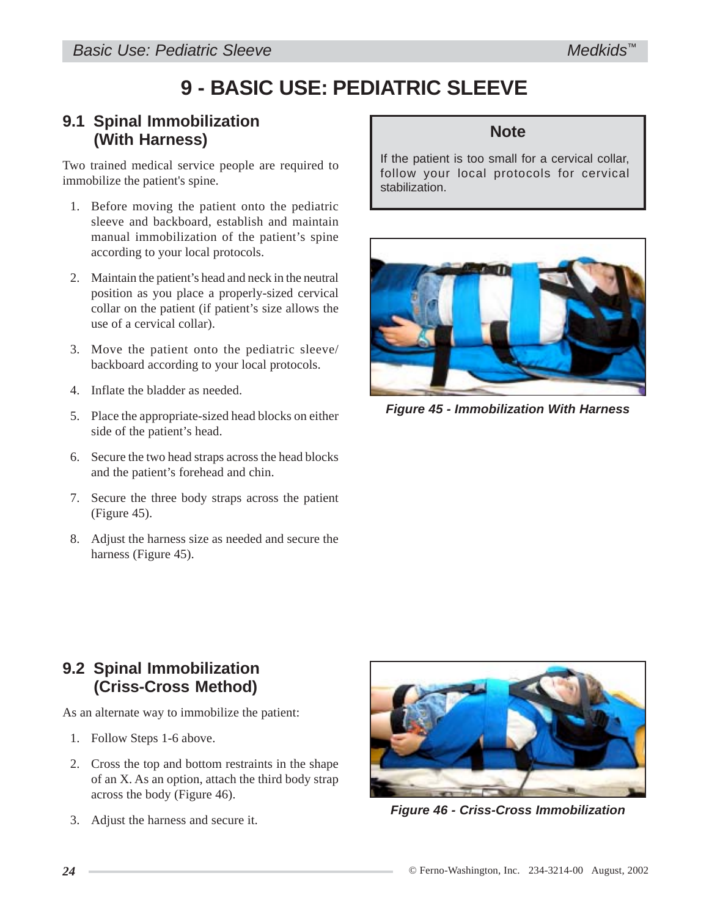# 9 - BASIC USE: PEDIATRIC SLEEVE

## 9.1 Spinal Immobilization (With Harness)

Two trained medical service people are required to immobilize the patient's spine.

1. Before moving the patient onto the pediatric sleeve and backboard, establish and maintain manual immobilization of the patient's spine according to your local protocols.
2. Maintain the patient's head and neck in the neutral position as you place a properly-sized cervical collar on the patient (if patient's size allows the use of a cervical collar).
3. Move the patient onto the pediatric sleeve/backboard according to your local protocols.
4. Inflate the bladder as needed.
5. Place the appropriate-sized head blocks on either side of the patient's head.
6. Secure the two head straps across the head blocks and the patient's forehead and chin.
7. Secure the three body straps across the patient (Figure 45).
8. Adjust the harness size as needed and secure the harness (Figure 45).

> **Note**
>
> If the patient is too small for a cervical collar, follow your local protocols for cervical stabilization.

***Figure 45 - Immobilization With Harness***

## 9.2 Spinal Immobilization (Criss-Cross Method)

As an alternate way to immobilize the patient:

1. Follow Steps 1-6 above.
2. Cross the top and bottom restraints in the shape of an X. As an option, attach the third body strap across the body (Figure 46).
3. Adjust the harness and secure it.

***Figure 46 - Criss-Cross Immobilization***

© Ferno-Washington, Inc. 234-3214-00 August, 2002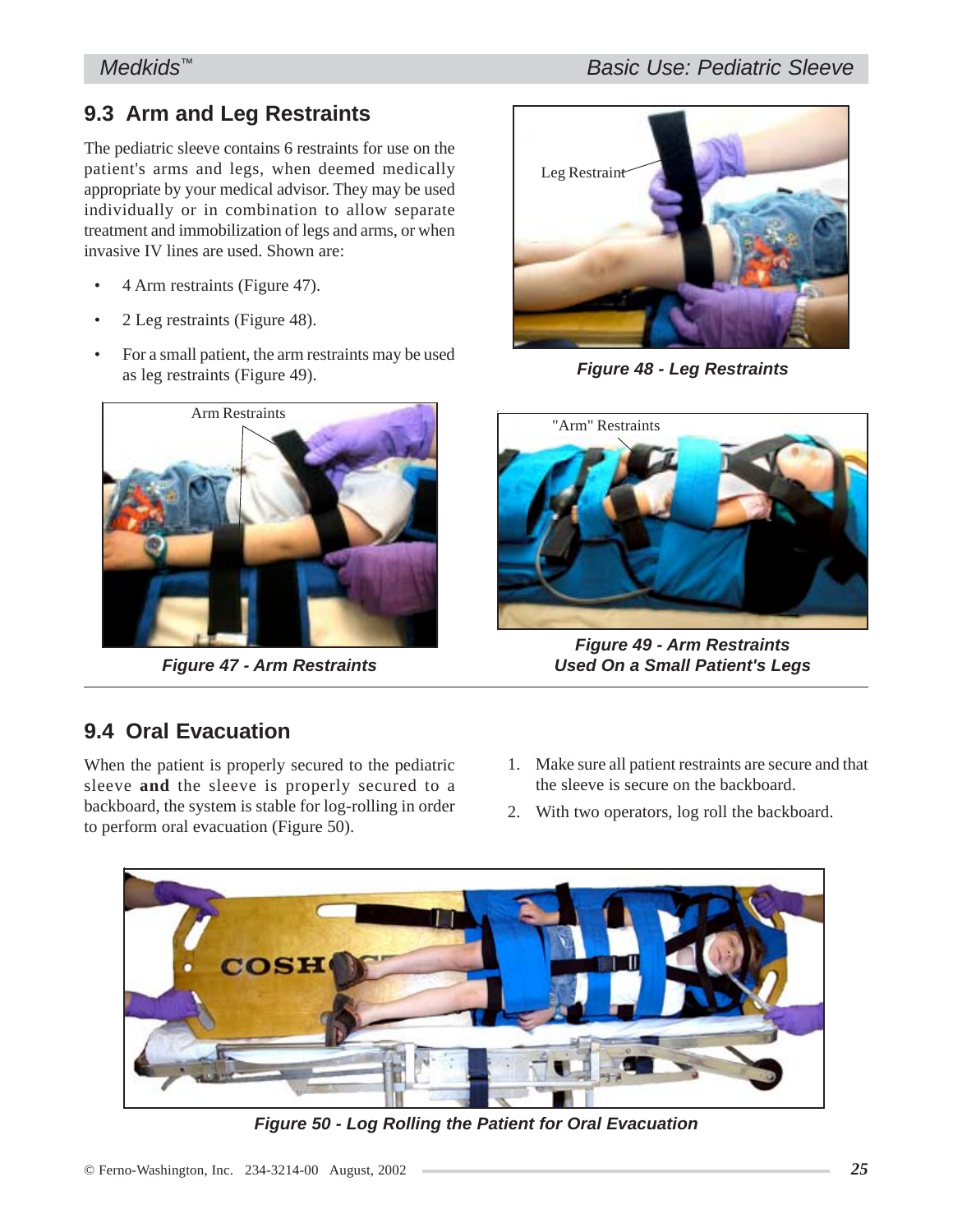## 9.3 Arm and Leg Restraints

The pediatric sleeve contains 6 restraints for use on the patient's arms and legs, when deemed medically appropriate by your medical advisor. They may be used individually or in combination to allow separate treatment and immobilization of legs and arms, or when invasive IV lines are used. Shown are:

- 4 Arm restraints (Figure 47).
- 2 Leg restraints (Figure 48).
- For a small patient, the arm restraints may be used as leg restraints (Figure 49).

Arm Restraints

**Figure 47 - Arm Restraints**

Leg Restraint

**Figure 48 - Leg Restraints**

"Arm" Restraints

**Figure 49 - Arm Restraints Used On a Small Patient's Legs**

## 9.4 Oral Evacuation

When the patient is properly secured to the pediatric sleeve **and** the sleeve is properly secured to a backboard, the system is stable for log-rolling in order to perform oral evacuation (Figure 50).

1. Make sure all patient restraints are secure and that the sleeve is secure on the backboard.
2. With two operators, log roll the backboard.

**Figure 50 - Log Rolling the Patient for Oral Evacuation**

© Ferno-Washington, Inc. 234-3214-00 August, 2002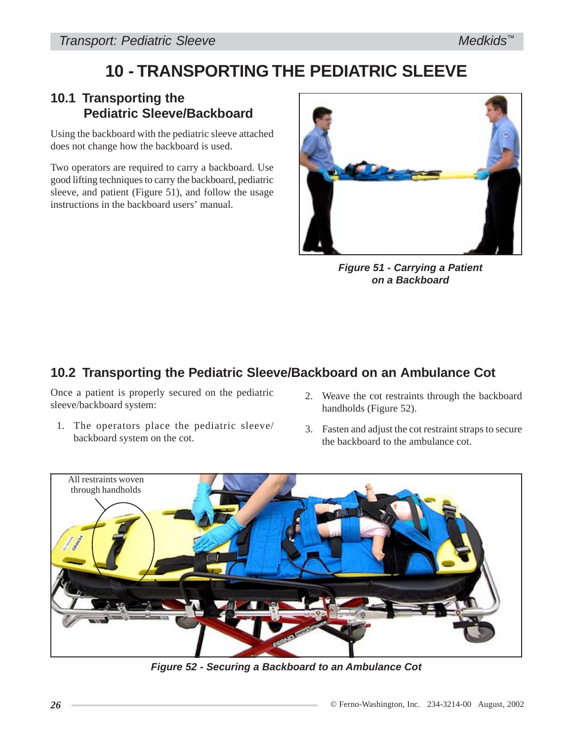# 10 - TRANSPORTING THE PEDIATRIC SLEEVE

## 10.1 Transporting the Pediatric Sleeve/Backboard

Using the backboard with the pediatric sleeve attached does not change how the backboard is used.

Two operators are required to carry a backboard. Use good lifting techniques to carry the backboard, pediatric sleeve, and patient (Figure 51), and follow the usage instructions in the backboard users' manual.

***Figure 51 - Carrying a Patient on a Backboard***

## 10.2 Transporting the Pediatric Sleeve/Backboard on an Ambulance Cot

Once a patient is properly secured on the pediatric sleeve/backboard system:

1. The operators place the pediatric sleeve/ backboard system on the cot.
2. Weave the cot restraints through the backboard handholds (Figure 52).
3. Fasten and adjust the cot restraint straps to secure the backboard to the ambulance cot.

All restraints woven through handholds

***Figure 52 - Securing a Backboard to an Ambulance Cot***

© Ferno-Washington, Inc. 234-3214-00 August, 2002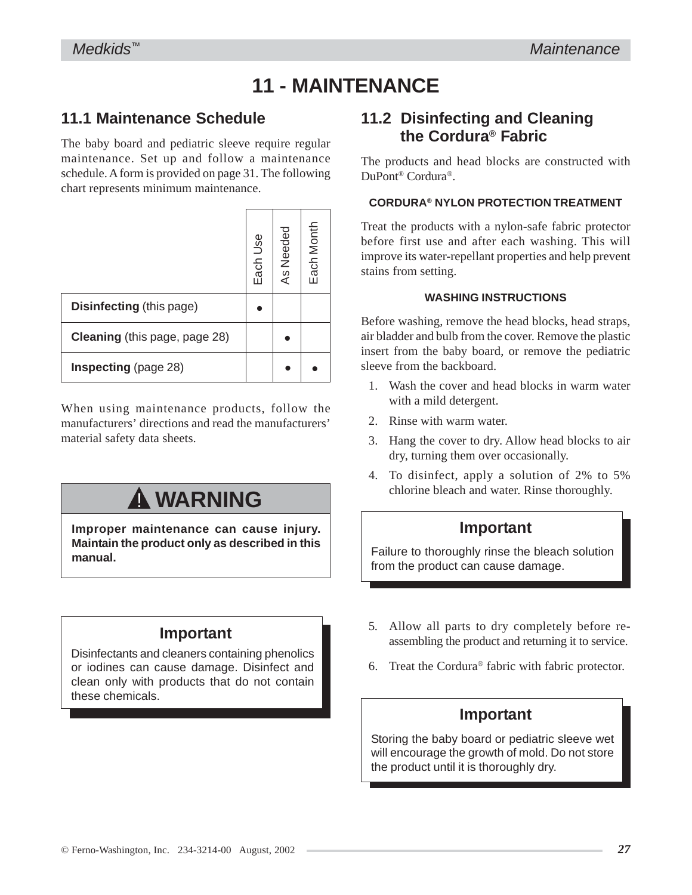# 11 - MAINTENANCE

## 11.1 Maintenance Schedule

The baby board and pediatric sleeve require regular maintenance. Set up and follow a maintenance schedule. A form is provided on page 31. The following chart represents minimum maintenance.

| | Each Use | As Needed | Each Month |
|---|---|---|---|
| **Disinfecting** (this page) | ● | | |
| **Cleaning** (this page, page 28) | | ● | |
| **Inspecting** (page 28) | | ● | ● |

When using maintenance products, follow the manufacturers' directions and read the manufacturers' material safety data sheets.

> **⚠ WARNING**
>
> **Improper maintenance can cause injury. Maintain the product only as described in this manual.**

> **Important**
>
> Disinfectants and cleaners containing phenolics or iodines can cause damage. Disinfect and clean only with products that do not contain these chemicals.

## 11.2 Disinfecting and Cleaning the Cordura® Fabric

The products and head blocks are constructed with DuPont® Cordura®.

#### CORDURA® NYLON PROTECTION TREATMENT

Treat the products with a nylon-safe fabric protector before first use and after each washing. This will improve its water-repellant properties and help prevent stains from setting.

#### WASHING INSTRUCTIONS

Before washing, remove the head blocks, head straps, air bladder and bulb from the cover. Remove the plastic insert from the baby board, or remove the pediatric sleeve from the backboard.

1. Wash the cover and head blocks in warm water with a mild detergent.
2. Rinse with warm water.
3. Hang the cover to dry. Allow head blocks to air dry, turning them over occasionally.
4. To disinfect, apply a solution of 2% to 5% chlorine bleach and water. Rinse thoroughly.

> **Important**
>
> Failure to thoroughly rinse the bleach solution from the product can cause damage.

5. Allow all parts to dry completely before re-assembling the product and returning it to service.
6. Treat the Cordura® fabric with fabric protector.

> **Important**
>
> Storing the baby board or pediatric sleeve wet will encourage the growth of mold. Do not store the product until it is thoroughly dry.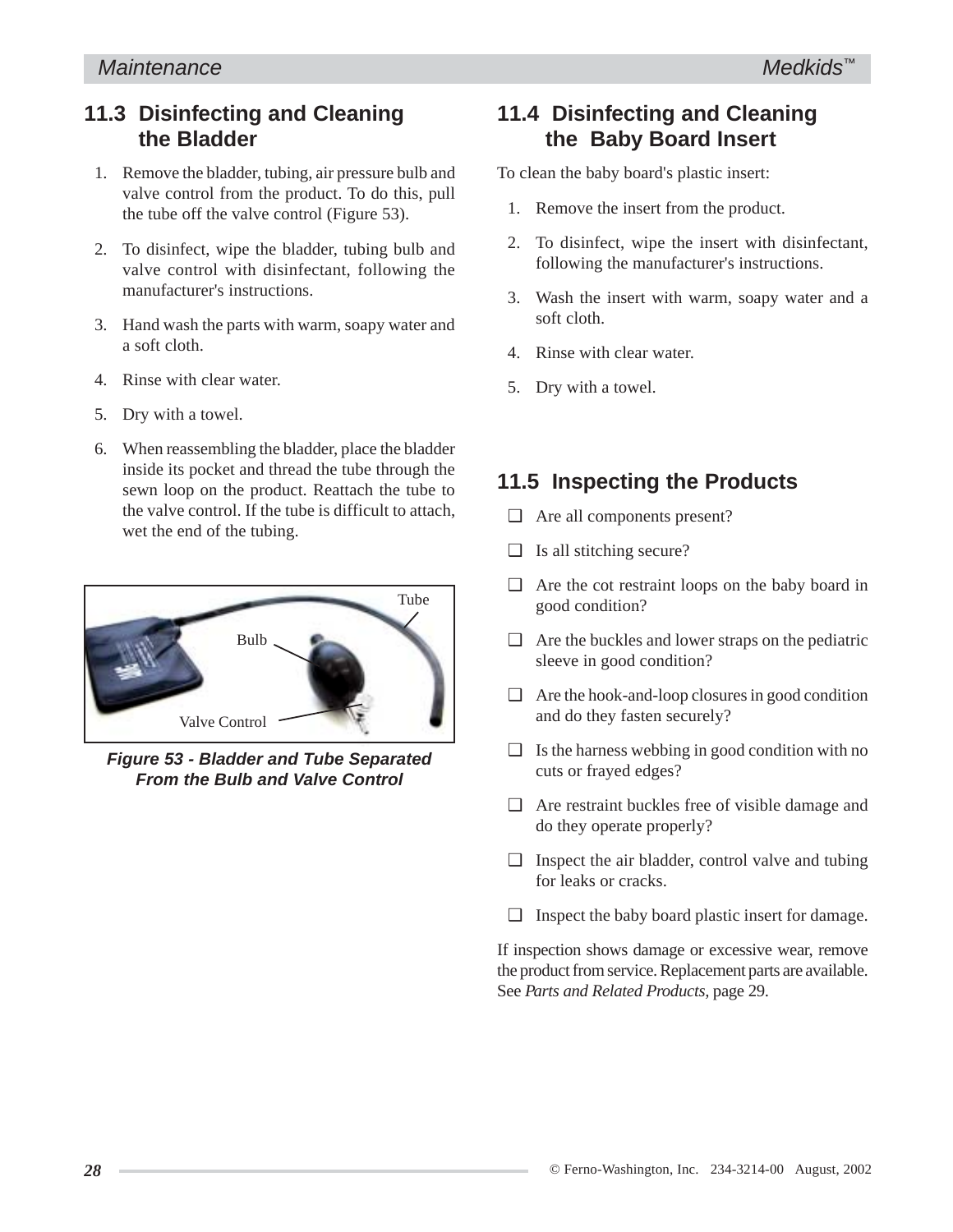## 11.3 Disinfecting and Cleaning the Bladder

1. Remove the bladder, tubing, air pressure bulb and valve control from the product. To do this, pull the tube off the valve control (Figure 53).
2. To disinfect, wipe the bladder, tubing bulb and valve control with disinfectant, following the manufacturer's instructions.
3. Hand wash the parts with warm, soapy water and a soft cloth.
4. Rinse with clear water.
5. Dry with a towel.
6. When reassembling the bladder, place the bladder inside its pocket and thread the tube through the sewn loop on the product. Reattach the tube to the valve control. If the tube is difficult to attach, wet the end of the tubing.

Tube

Bulb

Valve Control

***Figure 53 - Bladder and Tube Separated From the Bulb and Valve Control***

## 11.4 Disinfecting and Cleaning the Baby Board Insert

To clean the baby board's plastic insert:

1. Remove the insert from the product.
2. To disinfect, wipe the insert with disinfectant, following the manufacturer's instructions.
3. Wash the insert with warm, soapy water and a soft cloth.
4. Rinse with clear water.
5. Dry with a towel.

## 11.5 Inspecting the Products

- ❑ Are all components present?
- ❑ Is all stitching secure?
- ❑ Are the cot restraint loops on the baby board in good condition?
- ❑ Are the buckles and lower straps on the pediatric sleeve in good condition?
- ❑ Are the hook-and-loop closures in good condition and do they fasten securely?
- ❑ Is the harness webbing in good condition with no cuts or frayed edges?
- ❑ Are restraint buckles free of visible damage and do they operate properly?
- ❑ Inspect the air bladder, control valve and tubing for leaks or cracks.
- ❑ Inspect the baby board plastic insert for damage.

If inspection shows damage or excessive wear, remove the product from service. Replacement parts are available. See *Parts and Related Products,* page 29.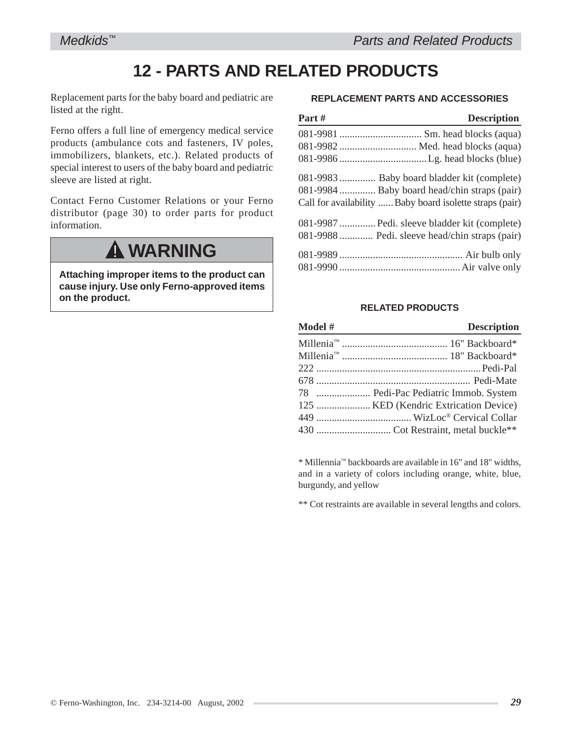# 12 - PARTS AND RELATED PRODUCTS

Replacement parts for the baby board and pediatric are listed at the right.

Ferno offers a full line of emergency medical service products (ambulance cots and fasteners, IV poles, immobilizers, blankets, etc.). Related products of special interest to users of the baby board and pediatric sleeve are listed at right.

Contact Ferno Customer Relations or your Ferno distributor (page 30) to order parts for product information.

> **⚠ WARNING**
>
> **Attaching improper items to the product can cause injury. Use only Ferno-approved items on the product.**

### REPLACEMENT PARTS AND ACCESSORIES

| Part # | Description |
|---|---|
| 081-9981 | Sm. head blocks (aqua) |
| 081-9982 | Med. head blocks (aqua) |
| 081-9986 | Lg. head blocks (blue) |
| 081-9983 | Baby board bladder kit (complete) |
| 081-9984 | Baby board head/chin straps (pair) |
| Call for availability | Baby board isolette straps (pair) |
| 081-9987 | Pedi. sleeve bladder kit (complete) |
| 081-9988 | Pedi. sleeve head/chin straps (pair) |
| 081-9989 | Air bulb only |
| 081-9990 | Air valve only |

### RELATED PRODUCTS

| Model # | Description |
|---|---|
| Millenia™ | 16" Backboard* |
| Millenia™ | 18" Backboard* |
| 222 | Pedi-Pal |
| 678 | Pedi-Mate |
| 78 | Pedi-Pac Pediatric Immob. System |
| 125 | KED (Kendric Extrication Device) |
| 449 | WizLoc® Cervical Collar |
| 430 | Cot Restraint, metal buckle** |

* Millennia™ backboards are available in 16" and 18" widths, and in a variety of colors including orange, white, blue, burgundy, and yellow

** Cot restraints are available in several lengths and colors.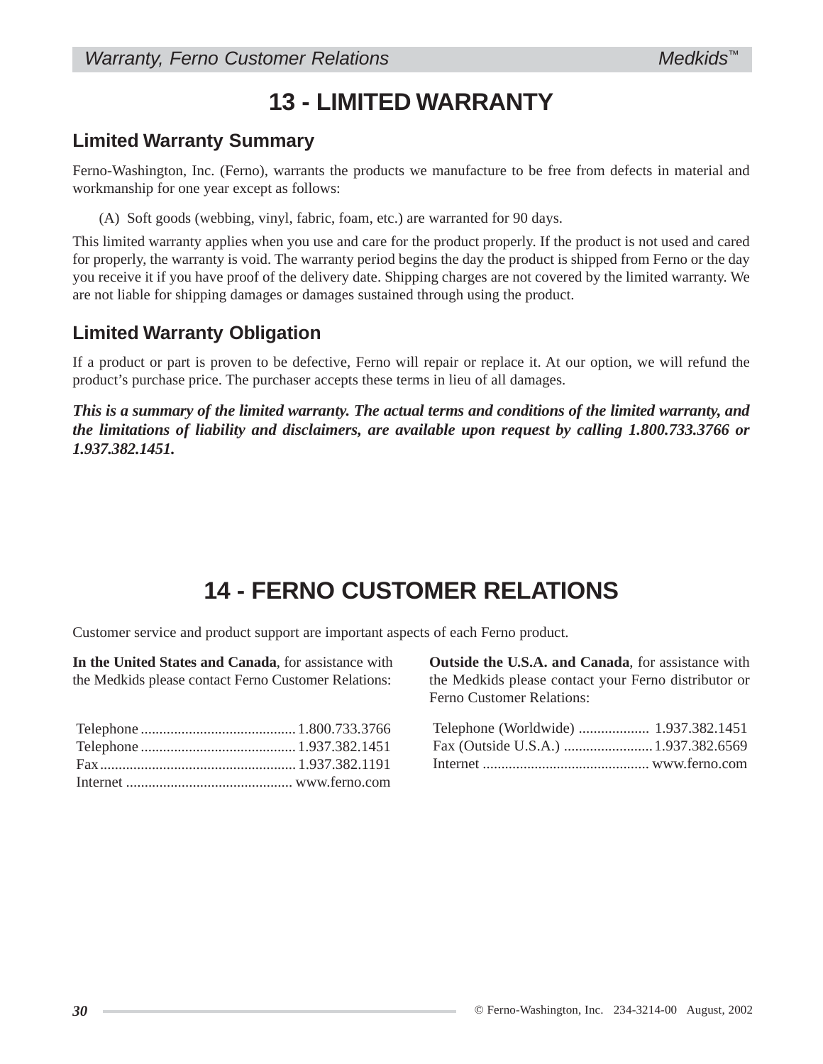# 13 - LIMITED WARRANTY

## Limited Warranty Summary

Ferno-Washington, Inc. (Ferno), warrants the products we manufacture to be free from defects in material and workmanship for one year except as follows:

(A) Soft goods (webbing, vinyl, fabric, foam, etc.) are warranted for 90 days.

This limited warranty applies when you use and care for the product properly. If the product is not used and cared for properly, the warranty is void. The warranty period begins the day the product is shipped from Ferno or the day you receive it if you have proof of the delivery date. Shipping charges are not covered by the limited warranty. We are not liable for shipping damages or damages sustained through using the product.

## Limited Warranty Obligation

If a product or part is proven to be defective, Ferno will repair or replace it. At our option, we will refund the product's purchase price. The purchaser accepts these terms in lieu of all damages.

***This is a summary of the limited warranty. The actual terms and conditions of the limited warranty, and the limitations of liability and disclaimers, are available upon request by calling 1.800.733.3766 or 1.937.382.1451.***

# 14 - FERNO CUSTOMER RELATIONS

Customer service and product support are important aspects of each Ferno product.

**In the United States and Canada**, for assistance with the Medkids please contact Ferno Customer Relations:

Telephone .......................................... 1.800.733.3766
Telephone .......................................... 1.937.382.1451
Fax ..................................................... 1.937.382.1191
Internet ............................................. www.ferno.com

**Outside the U.S.A. and Canada**, for assistance with the Medkids please contact your Ferno distributor or Ferno Customer Relations:

Telephone (Worldwide) ................... 1.937.382.1451
Fax (Outside U.S.A.) ........................ 1.937.382.6569
Internet ............................................. www.ferno.com

© Ferno-Washington, Inc. 234-3214-00 August, 2002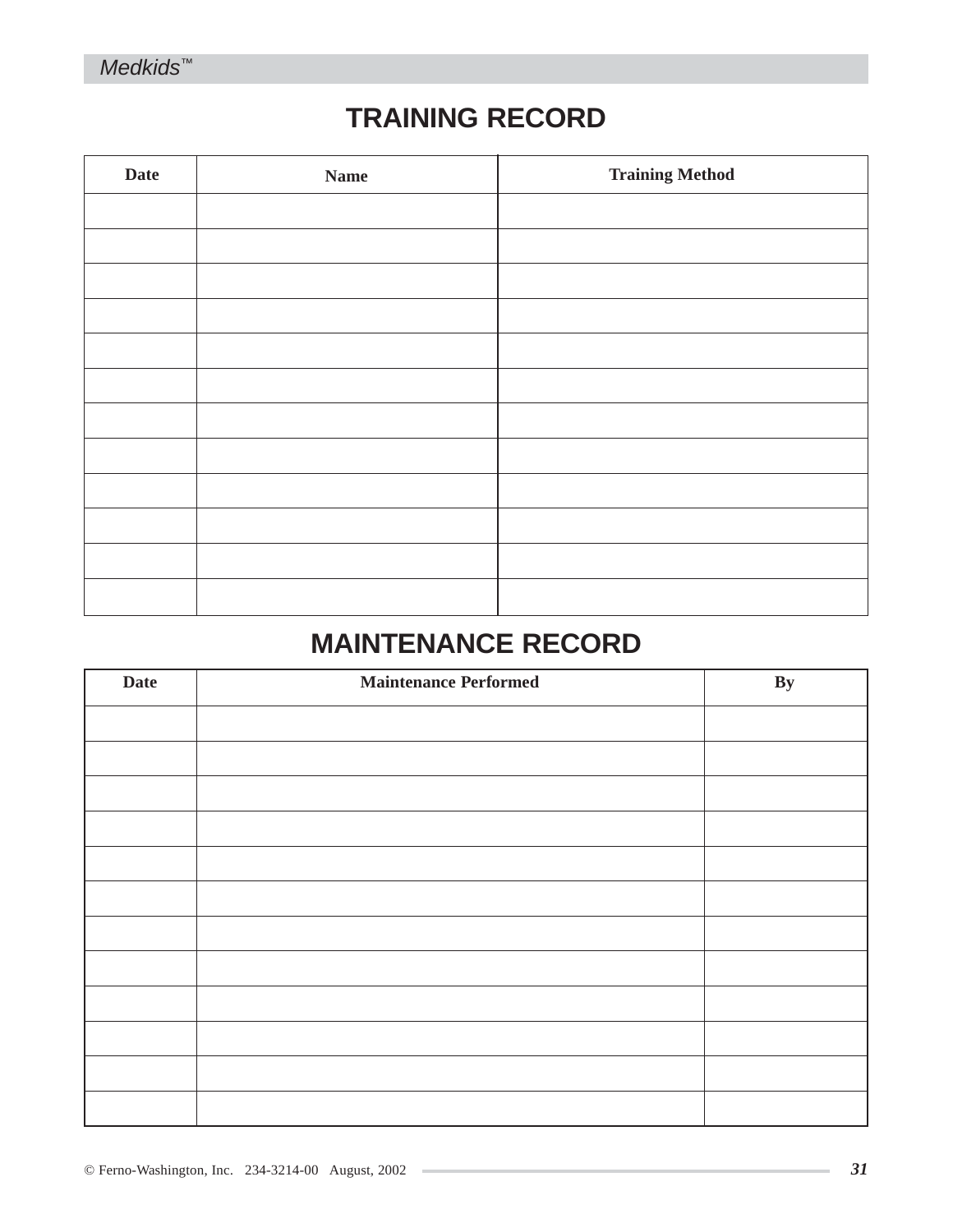# TRAINING RECORD

| Date | Name | Training Method |
|---|---|---|
| | | |
| | | |
| | | |
| | | |
| | | |
| | | |
| | | |
| | | |
| | | |
| | | |
| | | |
| | | |

# MAINTENANCE RECORD

| Date | Maintenance Performed | By |
|---|---|---|
| | | |
| | | |
| | | |
| | | |
| | | |
| | | |
| | | |
| | | |
| | | |
| | | |
| | | |
| | | |